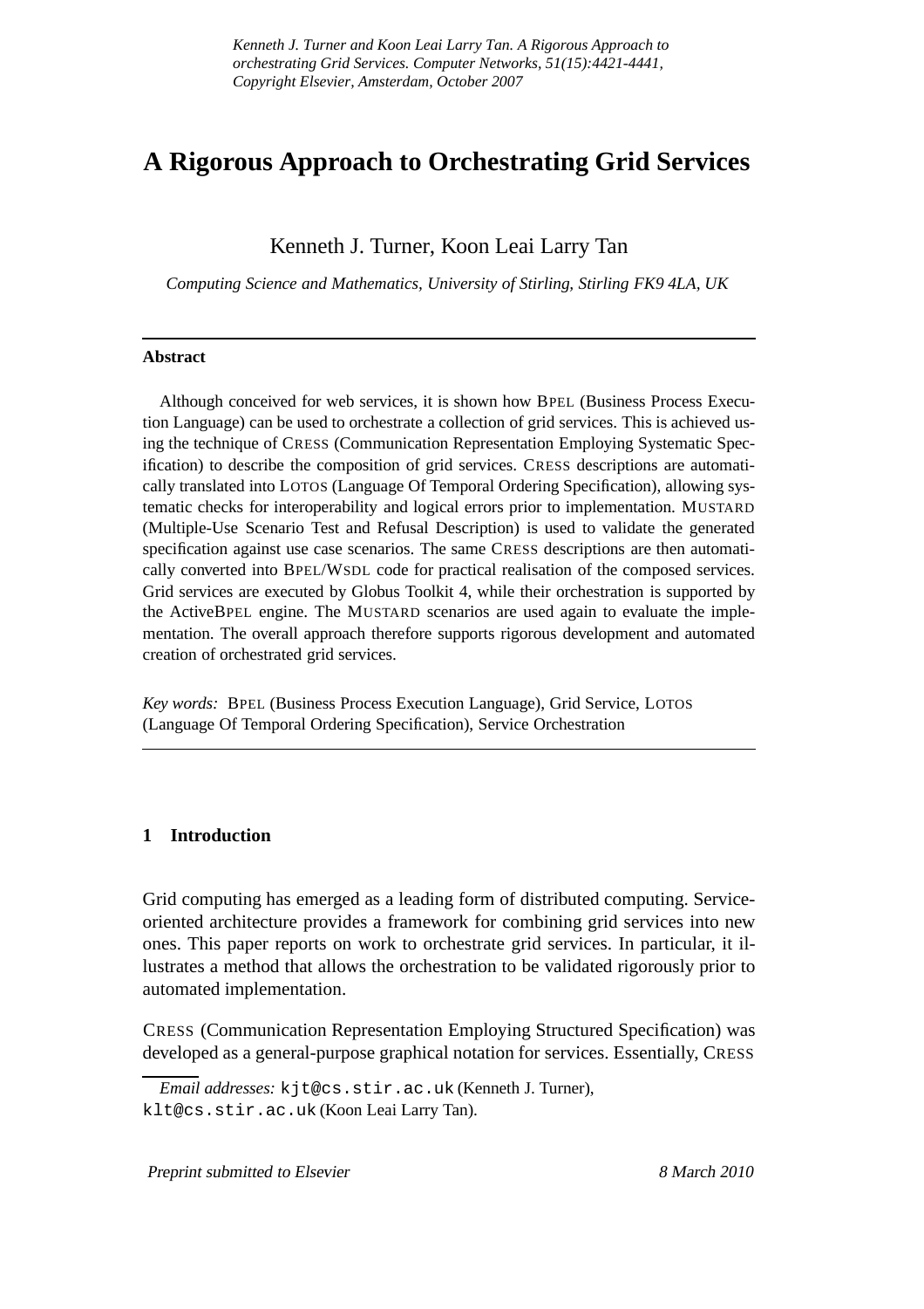*Kenneth J. Turner and Koon Leai Larry Tan. A Rigorous Approach to orchestrating Grid Services. Computer Networks, 51(15):4421-4441, Copyright Elsevier, Amsterdam, October 2007*

# A Rigorous Approach to Orchestrating Grid Services

Kenneth J. Turner, Koon Leai Larry Tan

*Computing Science and Mathematics, University of Stirling, Stirling FK9 4LA, UK*

---

**Abstract**

Although conceived for web services, it is shown how BPEL (Business Process Execution Language) can be used to orchestrate a collection of grid services. This is achieved using the technique of CRESS (Communication Representation Employing Systematic Specification) to describe the composition of grid services. CRESS descriptions are automatically translated into LOTOS (Language Of Temporal Ordering Specification), allowing systematic checks for interoperability and logical errors prior to implementation. MUSTARD (Multiple-Use Scenario Test and Refusal Description) is used to validate the generated specification against use case scenarios. The same CRESS descriptions are then automatically converted into BPEL/WSDL code for practical realisation of the composed services. Grid services are executed by Globus Toolkit 4, while their orchestration is supported by the ActiveBPEL engine. The MUSTARD scenarios are used again to evaluate the implementation. The overall approach therefore supports rigorous development and automated creation of orchestrated grid services.

*Key words:* BPEL (Business Process Execution Language), Grid Service, LOTOS (Language Of Temporal Ordering Specification), Service Orchestration

---

## 1 Introduction

Grid computing has emerged as a leading form of distributed computing. Service-oriented architecture provides a framework for combining grid services into new ones. This paper reports on work to orchestrate grid services. In particular, it illustrates a method that allows the orchestration to be validated rigorously prior to automated implementation.

CRESS (Communication Representation Employing Structured Specification) was developed as a general-purpose graphical notation for services. Essentially, CRESS

*Email addresses:* kjt@cs.stir.ac.uk (Kenneth J. Turner), klt@cs.stir.ac.uk (Koon Leai Larry Tan).

*Preprint submitted to Elsevier* — *8 March 2010*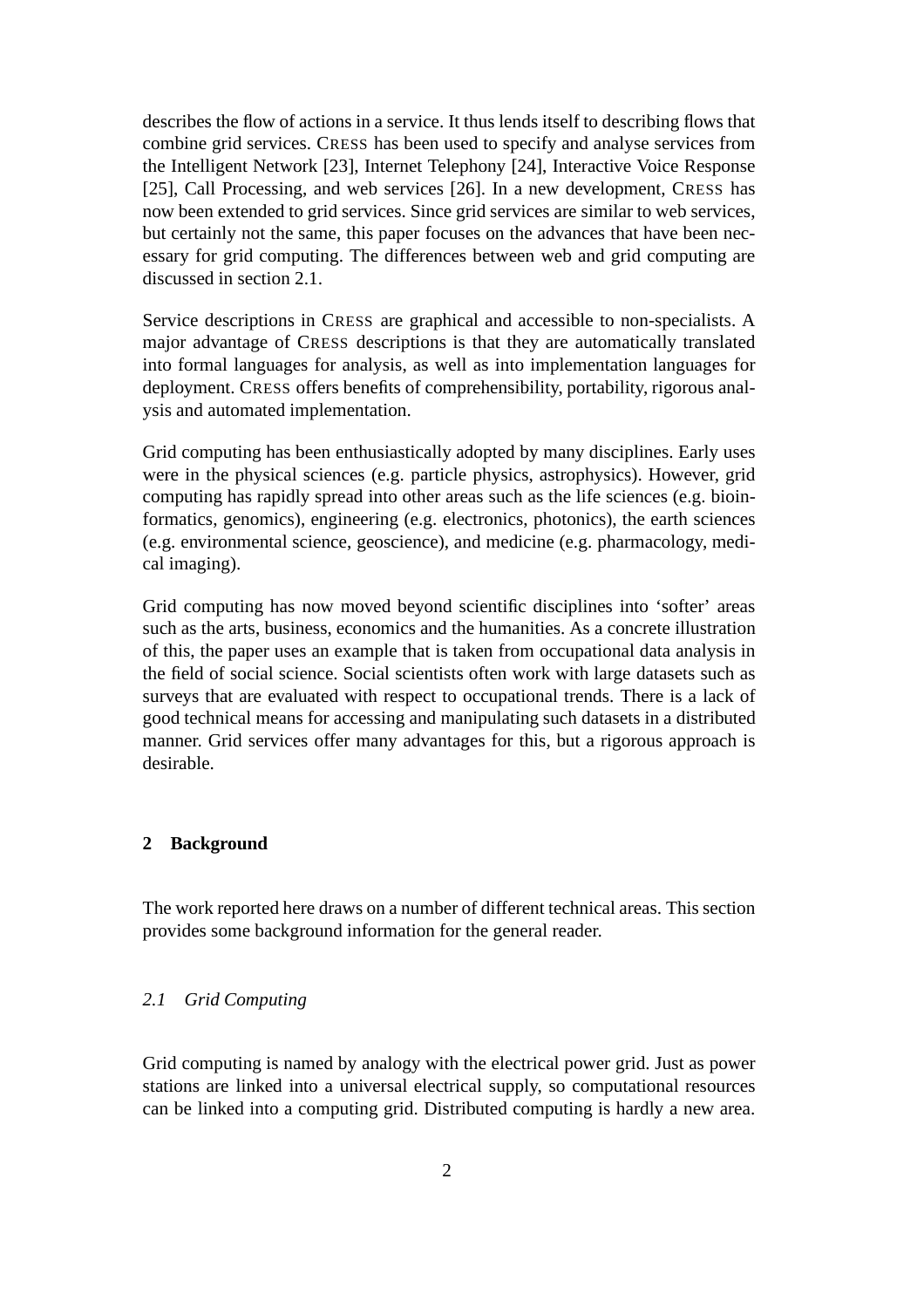describes the flow of actions in a service. It thus lends itself to describing flows that combine grid services. CRESS has been used to specify and analyse services from the Intelligent Network [23], Internet Telephony [24], Interactive Voice Response [25], Call Processing, and web services [26]. In a new development, CRESS has now been extended to grid services. Since grid services are similar to web services, but certainly not the same, this paper focuses on the advances that have been necessary for grid computing. The differences between web and grid computing are discussed in section 2.1.

Service descriptions in CRESS are graphical and accessible to non-specialists. A major advantage of CRESS descriptions is that they are automatically translated into formal languages for analysis, as well as into implementation languages for deployment. CRESS offers benefits of comprehensibility, portability, rigorous analysis and automated implementation.

Grid computing has been enthusiastically adopted by many disciplines. Early uses were in the physical sciences (e.g. particle physics, astrophysics). However, grid computing has rapidly spread into other areas such as the life sciences (e.g. bioinformatics, genomics), engineering (e.g. electronics, photonics), the earth sciences (e.g. environmental science, geoscience), and medicine (e.g. pharmacology, medical imaging).

Grid computing has now moved beyond scientific disciplines into 'softer' areas such as the arts, business, economics and the humanities. As a concrete illustration of this, the paper uses an example that is taken from occupational data analysis in the field of social science. Social scientists often work with large datasets such as surveys that are evaluated with respect to occupational trends. There is a lack of good technical means for accessing and manipulating such datasets in a distributed manner. Grid services offer many advantages for this, but a rigorous approach is desirable.

## 2 Background

The work reported here draws on a number of different technical areas. This section provides some background information for the general reader.

### *2.1 Grid Computing*

Grid computing is named by analogy with the electrical power grid. Just as power stations are linked into a universal electrical supply, so computational resources can be linked into a computing grid. Distributed computing is hardly a new area.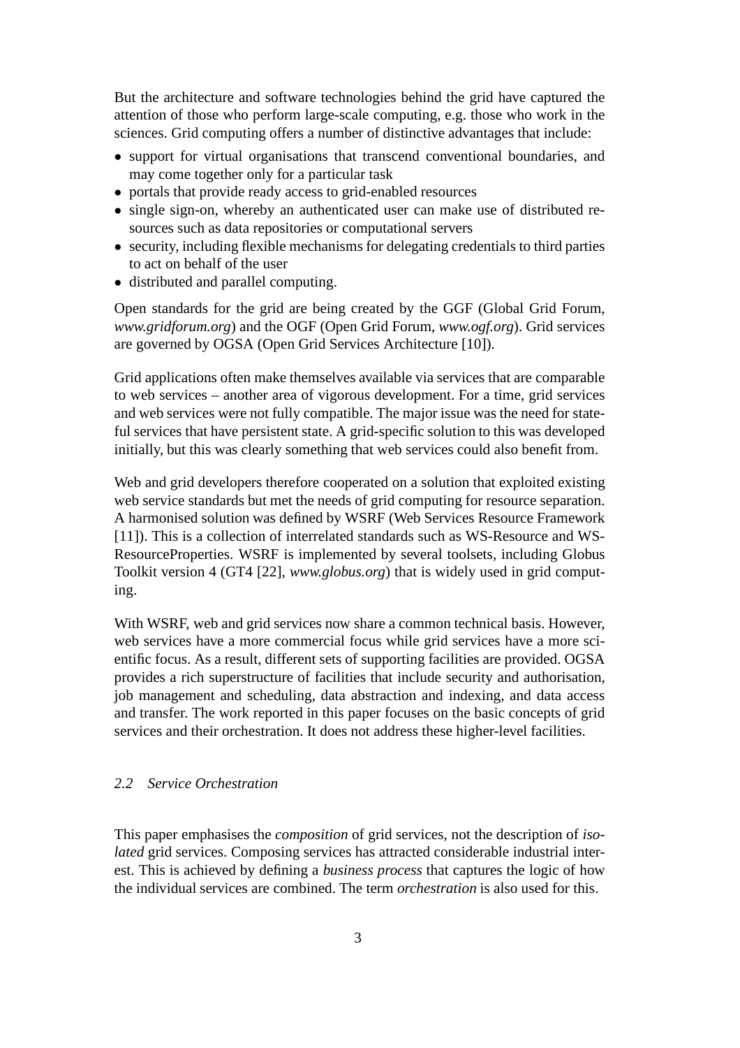But the architecture and software technologies behind the grid have captured the attention of those who perform large-scale computing, e.g. those who work in the sciences. Grid computing offers a number of distinctive advantages that include:

- support for virtual organisations that transcend conventional boundaries, and may come together only for a particular task
- portals that provide ready access to grid-enabled resources
- single sign-on, whereby an authenticated user can make use of distributed resources such as data repositories or computational servers
- security, including flexible mechanisms for delegating credentials to third parties to act on behalf of the user
- distributed and parallel computing.

Open standards for the grid are being created by the GGF (Global Grid Forum, *www.gridforum.org*) and the OGF (Open Grid Forum, *www.ogf.org*). Grid services are governed by OGSA (Open Grid Services Architecture [10]).

Grid applications often make themselves available via services that are comparable to web services – another area of vigorous development. For a time, grid services and web services were not fully compatible. The major issue was the need for stateful services that have persistent state. A grid-specific solution to this was developed initially, but this was clearly something that web services could also benefit from.

Web and grid developers therefore cooperated on a solution that exploited existing web service standards but met the needs of grid computing for resource separation. A harmonised solution was defined by WSRF (Web Services Resource Framework [11]). This is a collection of interrelated standards such as WS-Resource and WS-ResourceProperties. WSRF is implemented by several toolsets, including Globus Toolkit version 4 (GT4 [22], *www.globus.org*) that is widely used in grid computing.

With WSRF, web and grid services now share a common technical basis. However, web services have a more commercial focus while grid services have a more scientific focus. As a result, different sets of supporting facilities are provided. OGSA provides a rich superstructure of facilities that include security and authorisation, job management and scheduling, data abstraction and indexing, and data access and transfer. The work reported in this paper focuses on the basic concepts of grid services and their orchestration. It does not address these higher-level facilities.

### *2.2 Service Orchestration*

This paper emphasises the *composition* of grid services, not the description of *isolated* grid services. Composing services has attracted considerable industrial interest. This is achieved by defining a *business process* that captures the logic of how the individual services are combined. The term *orchestration* is also used for this.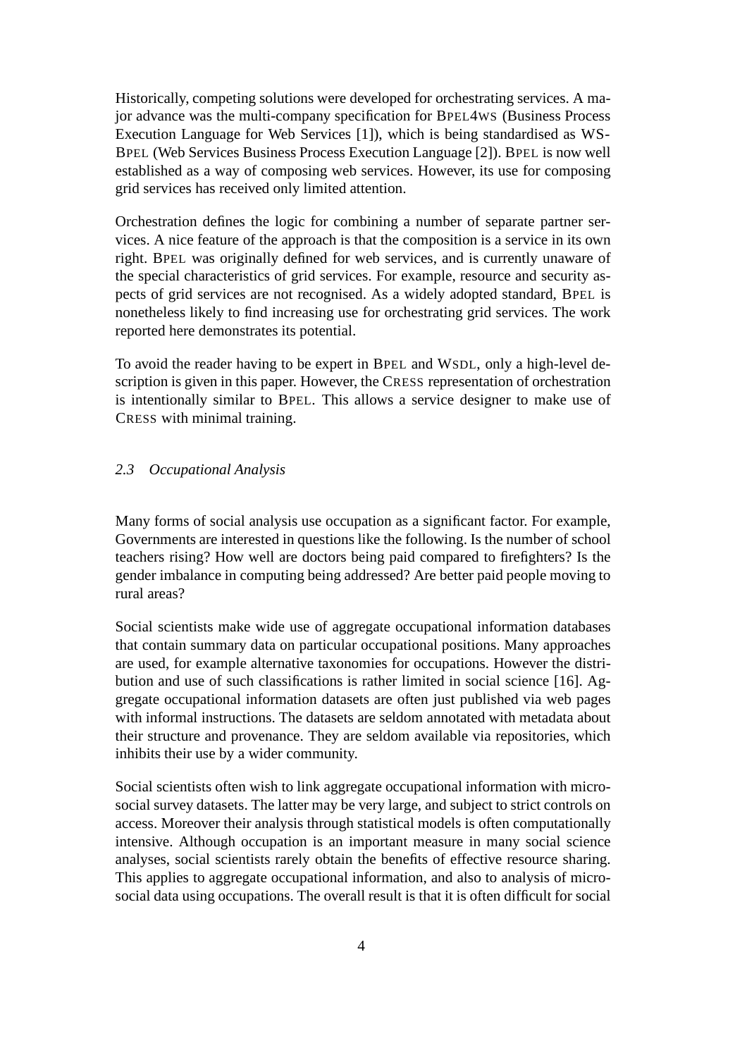Historically, competing solutions were developed for orchestrating services. A major advance was the multi-company specification for BPEL4WS (Business Process Execution Language for Web Services [1]), which is being standardised as WS-BPEL (Web Services Business Process Execution Language [2]). BPEL is now well established as a way of composing web services. However, its use for composing grid services has received only limited attention.

Orchestration defines the logic for combining a number of separate partner services. A nice feature of the approach is that the composition is a service in its own right. BPEL was originally defined for web services, and is currently unaware of the special characteristics of grid services. For example, resource and security aspects of grid services are not recognised. As a widely adopted standard, BPEL is nonetheless likely to find increasing use for orchestrating grid services. The work reported here demonstrates its potential.

To avoid the reader having to be expert in BPEL and WSDL, only a high-level description is given in this paper. However, the CRESS representation of orchestration is intentionally similar to BPEL. This allows a service designer to make use of CRESS with minimal training.

### *2.3 Occupational Analysis*

Many forms of social analysis use occupation as a significant factor. For example, Governments are interested in questions like the following. Is the number of school teachers rising? How well are doctors being paid compared to firefighters? Is the gender imbalance in computing being addressed? Are better paid people moving to rural areas?

Social scientists make wide use of aggregate occupational information databases that contain summary data on particular occupational positions. Many approaches are used, for example alternative taxonomies for occupations. However the distribution and use of such classifications is rather limited in social science [16]. Aggregate occupational information datasets are often just published via web pages with informal instructions. The datasets are seldom annotated with metadata about their structure and provenance. They are seldom available via repositories, which inhibits their use by a wider community.

Social scientists often wish to link aggregate occupational information with micro-social survey datasets. The latter may be very large, and subject to strict controls on access. Moreover their analysis through statistical models is often computationally intensive. Although occupation is an important measure in many social science analyses, social scientists rarely obtain the benefits of effective resource sharing. This applies to aggregate occupational information, and also to analysis of micro-social data using occupations. The overall result is that it is often difficult for social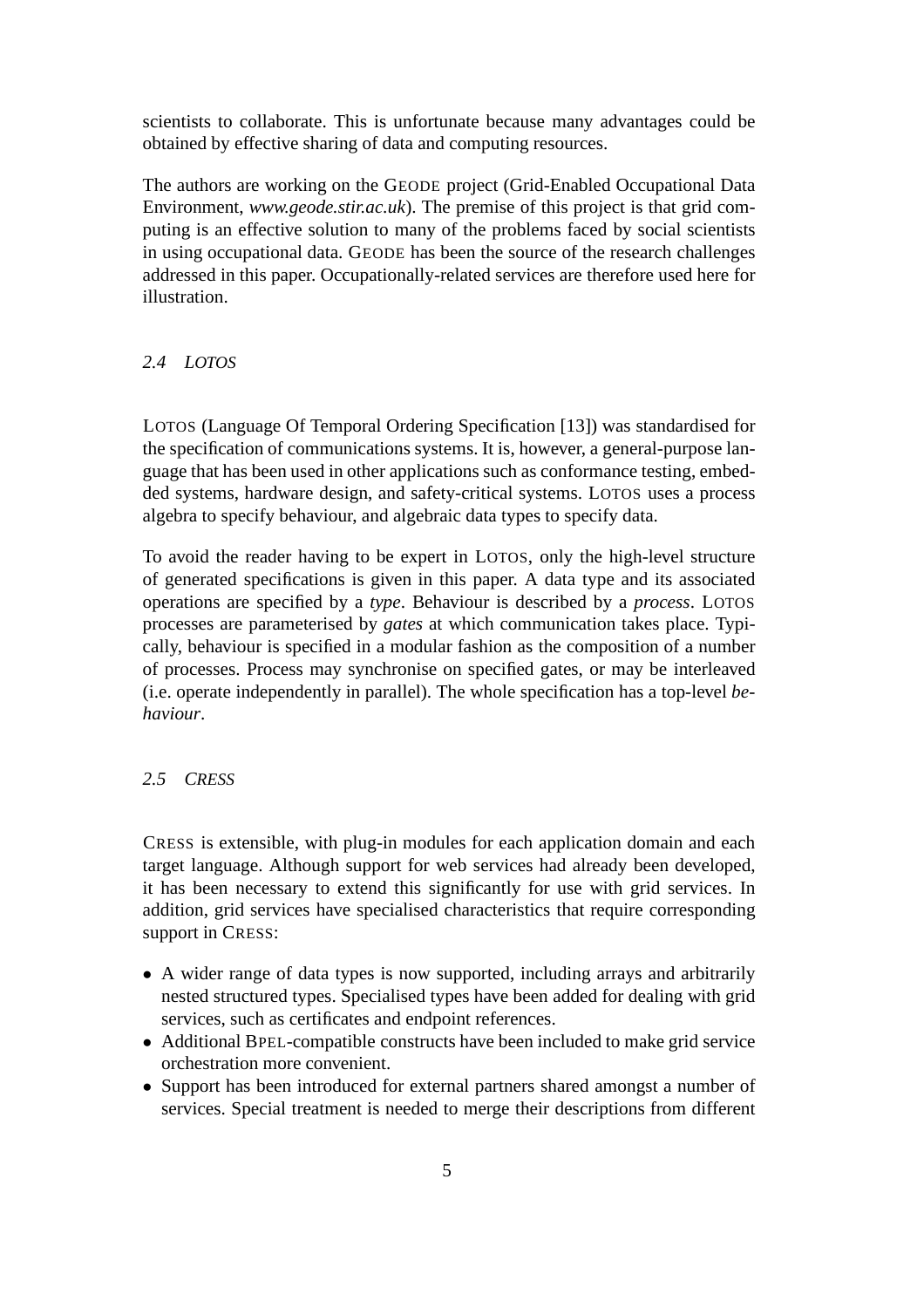scientists to collaborate. This is unfortunate because many advantages could be obtained by effective sharing of data and computing resources.

The authors are working on the GEODE project (Grid-Enabled Occupational Data Environment, *www.geode.stir.ac.uk*). The premise of this project is that grid computing is an effective solution to many of the problems faced by social scientists in using occupational data. GEODE has been the source of the research challenges addressed in this paper. Occupationally-related services are therefore used here for illustration.

### *2.4 LOTOS*

LOTOS (Language Of Temporal Ordering Specification [13]) was standardised for the specification of communications systems. It is, however, a general-purpose language that has been used in other applications such as conformance testing, embedded systems, hardware design, and safety-critical systems. LOTOS uses a process algebra to specify behaviour, and algebraic data types to specify data.

To avoid the reader having to be expert in LOTOS, only the high-level structure of generated specifications is given in this paper. A data type and its associated operations are specified by a *type*. Behaviour is described by a *process*. LOTOS processes are parameterised by *gates* at which communication takes place. Typically, behaviour is specified in a modular fashion as the composition of a number of processes. Process may synchronise on specified gates, or may be interleaved (i.e. operate independently in parallel). The whole specification has a top-level *behaviour*.

### *2.5 CRESS*

CRESS is extensible, with plug-in modules for each application domain and each target language. Although support for web services had already been developed, it has been necessary to extend this significantly for use with grid services. In addition, grid services have specialised characteristics that require corresponding support in CRESS:

- A wider range of data types is now supported, including arrays and arbitrarily nested structured types. Specialised types have been added for dealing with grid services, such as certificates and endpoint references.
- Additional BPEL-compatible constructs have been included to make grid service orchestration more convenient.
- Support has been introduced for external partners shared amongst a number of services. Special treatment is needed to merge their descriptions from different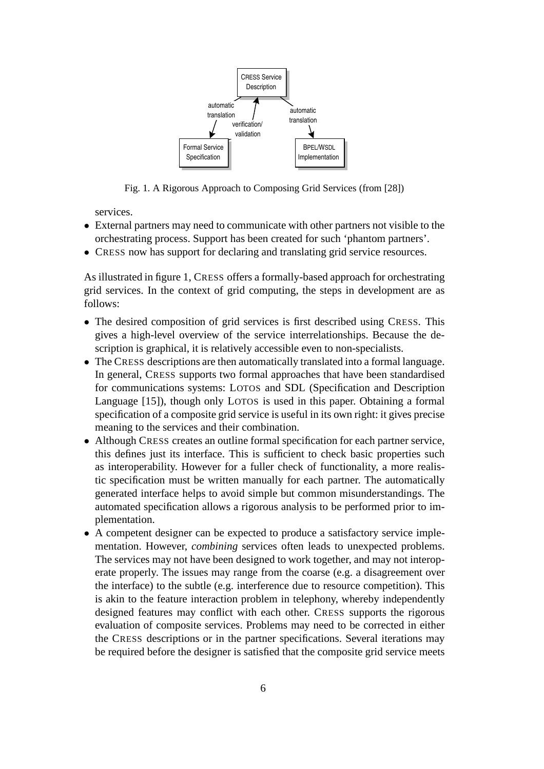Fig. 1. A Rigorous Approach to Composing Grid Services (from [28])

services.

- External partners may need to communicate with other partners not visible to the orchestrating process. Support has been created for such 'phantom partners'.
- CRESS now has support for declaring and translating grid service resources.

As illustrated in figure 1, CRESS offers a formally-based approach for orchestrating grid services. In the context of grid computing, the steps in development are as follows:

- The desired composition of grid services is first described using CRESS. This gives a high-level overview of the service interrelationships. Because the description is graphical, it is relatively accessible even to non-specialists.
- The CRESS descriptions are then automatically translated into a formal language. In general, CRESS supports two formal approaches that have been standardised for communications systems: LOTOS and SDL (Specification and Description Language [15]), though only LOTOS is used in this paper. Obtaining a formal specification of a composite grid service is useful in its own right: it gives precise meaning to the services and their combination.
- Although CRESS creates an outline formal specification for each partner service, this defines just its interface. This is sufficient to check basic properties such as interoperability. However for a fuller check of functionality, a more realistic specification must be written manually for each partner. The automatically generated interface helps to avoid simple but common misunderstandings. The automated specification allows a rigorous analysis to be performed prior to implementation.
- A competent designer can be expected to produce a satisfactory service implementation. However, *combining* services often leads to unexpected problems. The services may not have been designed to work together, and may not interoperate properly. The issues may range from the coarse (e.g. a disagreement over the interface) to the subtle (e.g. interference due to resource competition). This is akin to the feature interaction problem in telephony, whereby independently designed features may conflict with each other. CRESS supports the rigorous evaluation of composite services. Problems may need to be corrected in either the CRESS descriptions or in the partner specifications. Several iterations may be required before the designer is satisfied that the composite grid service meets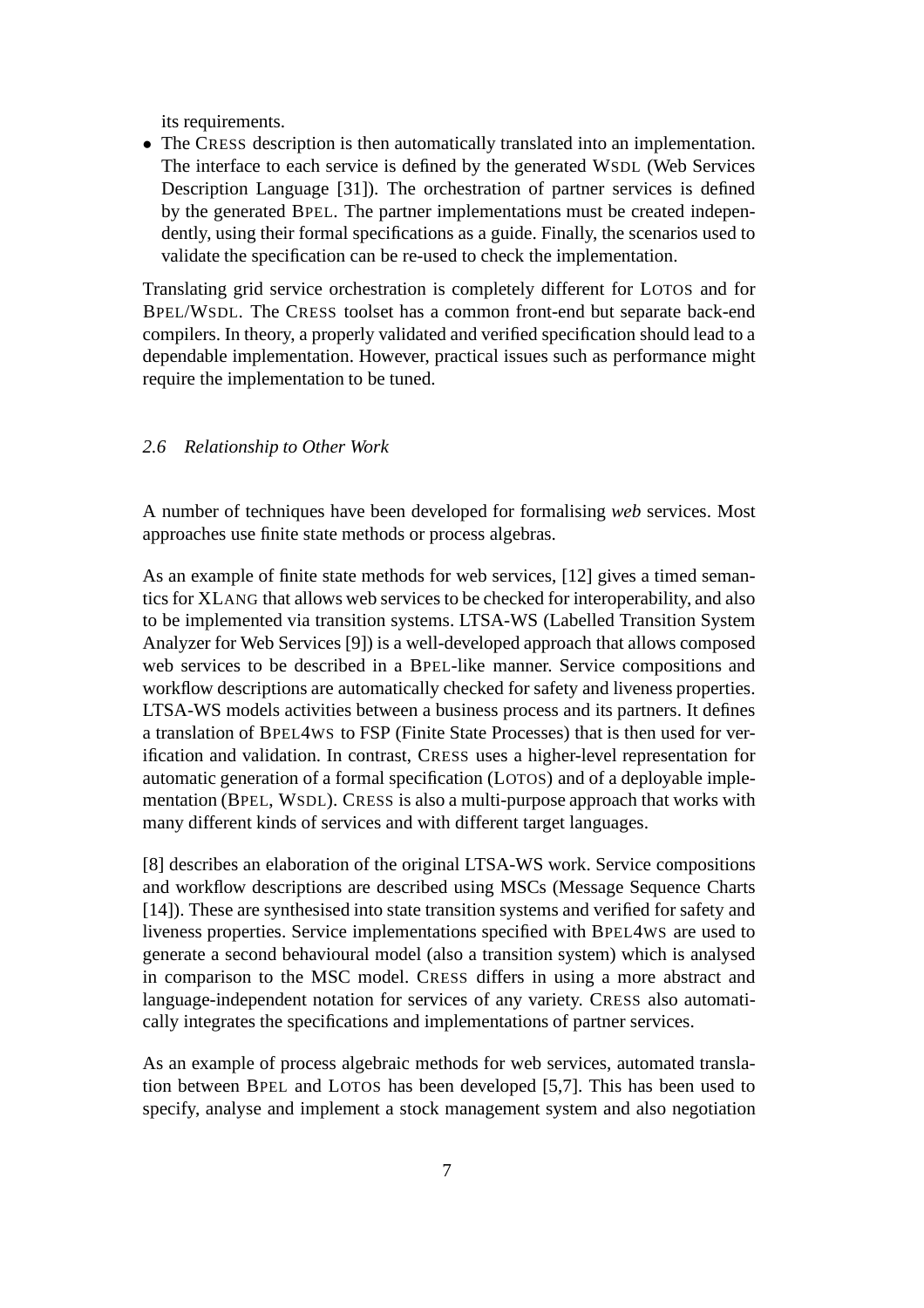its requirements.

- The CRESS description is then automatically translated into an implementation. The interface to each service is defined by the generated WSDL (Web Services Description Language [31]). The orchestration of partner services is defined by the generated BPEL. The partner implementations must be created independently, using their formal specifications as a guide. Finally, the scenarios used to validate the specification can be re-used to check the implementation.

Translating grid service orchestration is completely different for LOTOS and for BPEL/WSDL. The CRESS toolset has a common front-end but separate back-end compilers. In theory, a properly validated and verified specification should lead to a dependable implementation. However, practical issues such as performance might require the implementation to be tuned.

### *2.6 Relationship to Other Work*

A number of techniques have been developed for formalising *web* services. Most approaches use finite state methods or process algebras.

As an example of finite state methods for web services, [12] gives a timed semantics for XLANG that allows web services to be checked for interoperability, and also to be implemented via transition systems. LTSA-WS (Labelled Transition System Analyzer for Web Services [9]) is a well-developed approach that allows composed web services to be described in a BPEL-like manner. Service compositions and workflow descriptions are automatically checked for safety and liveness properties. LTSA-WS models activities between a business process and its partners. It defines a translation of BPEL4WS to FSP (Finite State Processes) that is then used for verification and validation. In contrast, CRESS uses a higher-level representation for automatic generation of a formal specification (LOTOS) and of a deployable implementation (BPEL, WSDL). CRESS is also a multi-purpose approach that works with many different kinds of services and with different target languages.

[8] describes an elaboration of the original LTSA-WS work. Service compositions and workflow descriptions are described using MSCs (Message Sequence Charts [14]). These are synthesised into state transition systems and verified for safety and liveness properties. Service implementations specified with BPEL4WS are used to generate a second behavioural model (also a transition system) which is analysed in comparison to the MSC model. CRESS differs in using a more abstract and language-independent notation for services of any variety. CRESS also automatically integrates the specifications and implementations of partner services.

As an example of process algebraic methods for web services, automated translation between BPEL and LOTOS has been developed [5,7]. This has been used to specify, analyse and implement a stock management system and also negotiation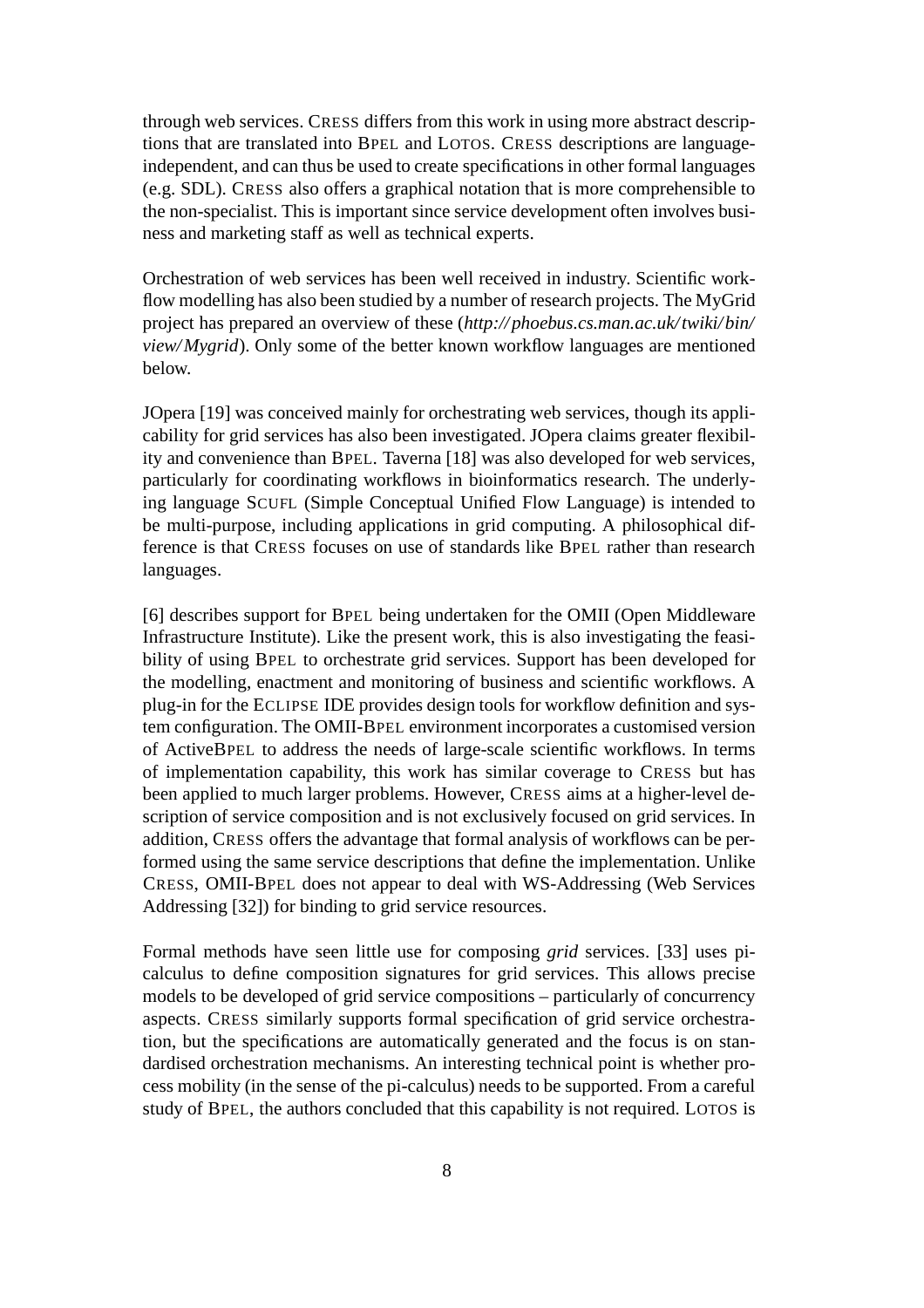through web services. CRESS differs from this work in using more abstract descriptions that are translated into BPEL and LOTOS. CRESS descriptions are language-independent, and can thus be used to create specifications in other formal languages (e.g. SDL). CRESS also offers a graphical notation that is more comprehensible to the non-specialist. This is important since service development often involves business and marketing staff as well as technical experts.

Orchestration of web services has been well received in industry. Scientific workflow modelling has also been studied by a number of research projects. The MyGrid project has prepared an overview of these (*http://phoebus.cs.man.ac.uk/twiki/bin/view/Mygrid*). Only some of the better known workflow languages are mentioned below.

JOpera [19] was conceived mainly for orchestrating web services, though its applicability for grid services has also been investigated. JOpera claims greater flexibility and convenience than BPEL. Taverna [18] was also developed for web services, particularly for coordinating workflows in bioinformatics research. The underlying language SCUFL (Simple Conceptual Unified Flow Language) is intended to be multi-purpose, including applications in grid computing. A philosophical difference is that CRESS focuses on use of standards like BPEL rather than research languages.

[6] describes support for BPEL being undertaken for the OMII (Open Middleware Infrastructure Institute). Like the present work, this is also investigating the feasibility of using BPEL to orchestrate grid services. Support has been developed for the modelling, enactment and monitoring of business and scientific workflows. A plug-in for the ECLIPSE IDE provides design tools for workflow definition and system configuration. The OMII-BPEL environment incorporates a customised version of ActiveBPEL to address the needs of large-scale scientific workflows. In terms of implementation capability, this work has similar coverage to CRESS but has been applied to much larger problems. However, CRESS aims at a higher-level description of service composition and is not exclusively focused on grid services. In addition, CRESS offers the advantage that formal analysis of workflows can be performed using the same service descriptions that define the implementation. Unlike CRESS, OMII-BPEL does not appear to deal with WS-Addressing (Web Services Addressing [32]) for binding to grid service resources.

Formal methods have seen little use for composing *grid* services. [33] uses pi-calculus to define composition signatures for grid services. This allows precise models to be developed of grid service compositions – particularly of concurrency aspects. CRESS similarly supports formal specification of grid service orchestration, but the specifications are automatically generated and the focus is on standardised orchestration mechanisms. An interesting technical point is whether process mobility (in the sense of the pi-calculus) needs to be supported. From a careful study of BPEL, the authors concluded that this capability is not required. LOTOS is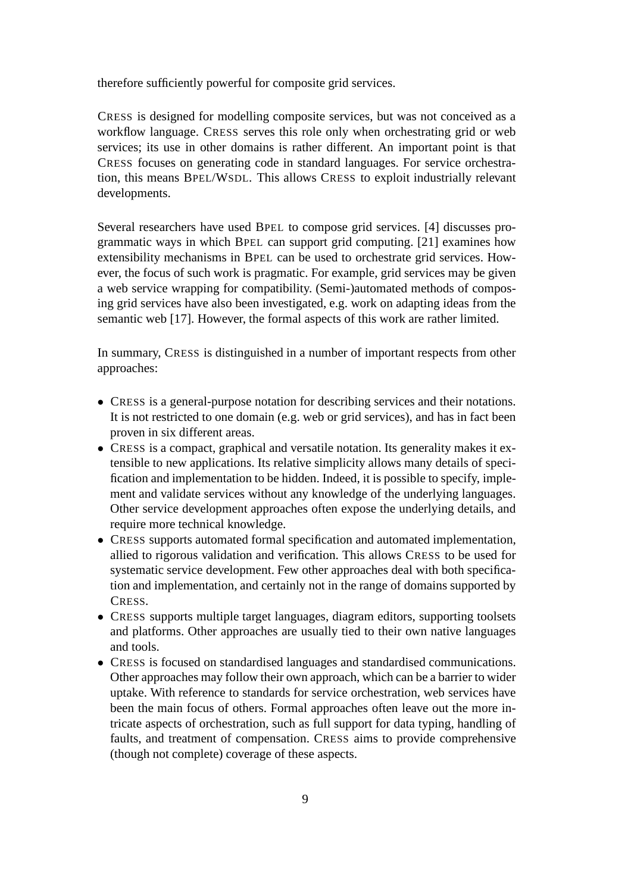therefore sufficiently powerful for composite grid services.

CRESS is designed for modelling composite services, but was not conceived as a workflow language. CRESS serves this role only when orchestrating grid or web services; its use in other domains is rather different. An important point is that CRESS focuses on generating code in standard languages. For service orchestration, this means BPEL/WSDL. This allows CRESS to exploit industrially relevant developments.

Several researchers have used BPEL to compose grid services. [4] discusses programmatic ways in which BPEL can support grid computing. [21] examines how extensibility mechanisms in BPEL can be used to orchestrate grid services. However, the focus of such work is pragmatic. For example, grid services may be given a web service wrapping for compatibility. (Semi-)automated methods of composing grid services have also been investigated, e.g. work on adapting ideas from the semantic web [17]. However, the formal aspects of this work are rather limited.

In summary, CRESS is distinguished in a number of important respects from other approaches:

- CRESS is a general-purpose notation for describing services and their notations. It is not restricted to one domain (e.g. web or grid services), and has in fact been proven in six different areas.
- CRESS is a compact, graphical and versatile notation. Its generality makes it extensible to new applications. Its relative simplicity allows many details of specification and implementation to be hidden. Indeed, it is possible to specify, implement and validate services without any knowledge of the underlying languages. Other service development approaches often expose the underlying details, and require more technical knowledge.
- CRESS supports automated formal specification and automated implementation, allied to rigorous validation and verification. This allows CRESS to be used for systematic service development. Few other approaches deal with both specification and implementation, and certainly not in the range of domains supported by CRESS.
- CRESS supports multiple target languages, diagram editors, supporting toolsets and platforms. Other approaches are usually tied to their own native languages and tools.
- CRESS is focused on standardised languages and standardised communications. Other approaches may follow their own approach, which can be a barrier to wider uptake. With reference to standards for service orchestration, web services have been the main focus of others. Formal approaches often leave out the more intricate aspects of orchestration, such as full support for data typing, handling of faults, and treatment of compensation. CRESS aims to provide comprehensive (though not complete) coverage of these aspects.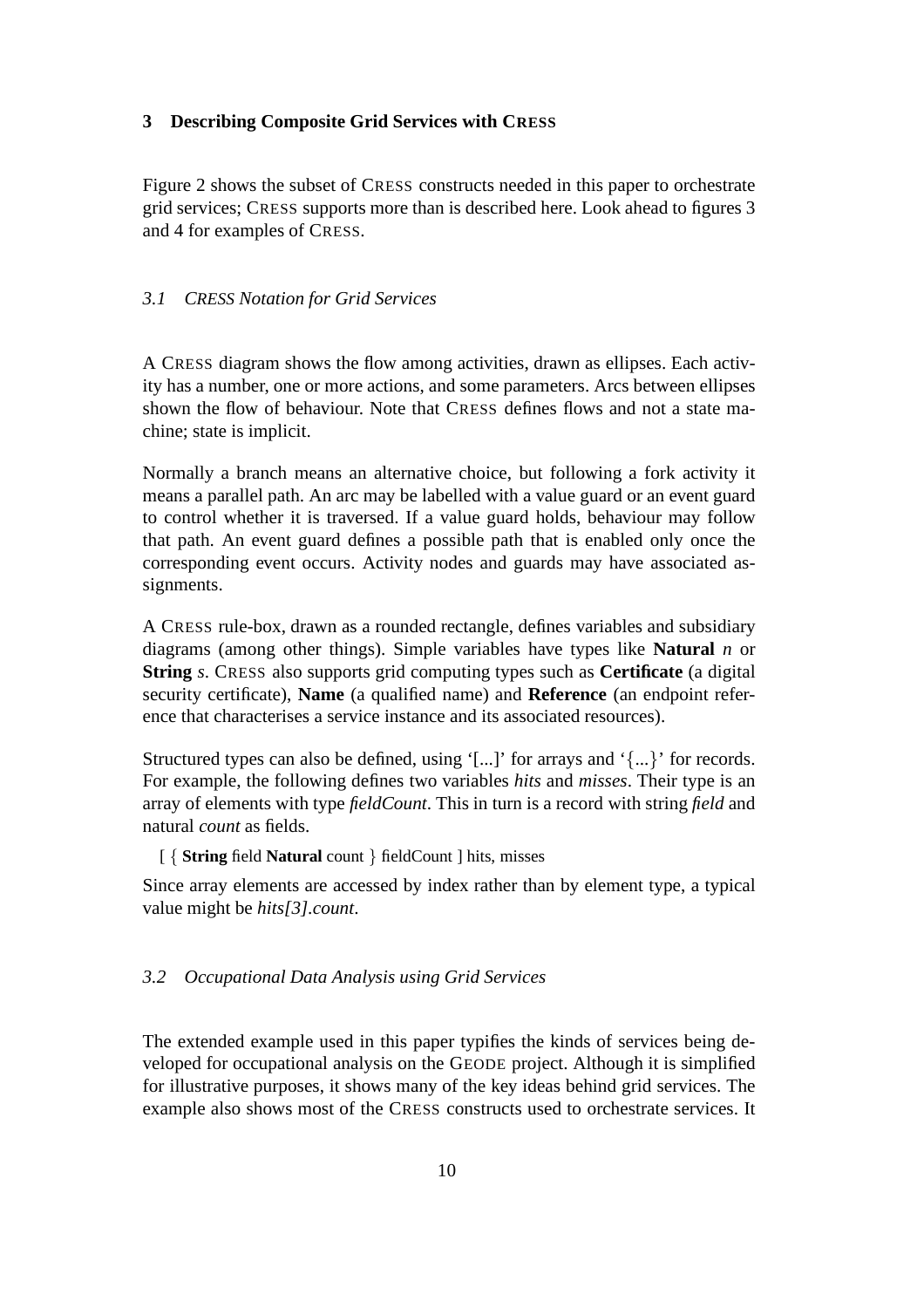## 3 Describing Composite Grid Services with CRESS

Figure 2 shows the subset of CRESS constructs needed in this paper to orchestrate grid services; CRESS supports more than is described here. Look ahead to figures 3 and 4 for examples of CRESS.

### *3.1 CRESS Notation for Grid Services*

A CRESS diagram shows the flow among activities, drawn as ellipses. Each activity has a number, one or more actions, and some parameters. Arcs between ellipses shown the flow of behaviour. Note that CRESS defines flows and not a state machine; state is implicit.

Normally a branch means an alternative choice, but following a fork activity it means a parallel path. An arc may be labelled with a value guard or an event guard to control whether it is traversed. If a value guard holds, behaviour may follow that path. An event guard defines a possible path that is enabled only once the corresponding event occurs. Activity nodes and guards may have associated assignments.

A CRESS rule-box, drawn as a rounded rectangle, defines variables and subsidiary diagrams (among other things). Simple variables have types like **Natural** *n* or **String** *s*. CRESS also supports grid computing types such as **Certificate** (a digital security certificate), **Name** (a qualified name) and **Reference** (an endpoint reference that characterises a service instance and its associated resources).

Structured types can also be defined, using '[...]' for arrays and '{...}' for records. For example, the following defines two variables *hits* and *misses*. Their type is an array of elements with type *fieldCount*. This in turn is a record with string *field* and natural *count* as fields.

[ { **String** field **Natural** count } fieldCount ] hits, misses

Since array elements are accessed by index rather than by element type, a typical value might be *hits[3].count*.

### *3.2 Occupational Data Analysis using Grid Services*

The extended example used in this paper typifies the kinds of services being developed for occupational analysis on the GEODE project. Although it is simplified for illustrative purposes, it shows many of the key ideas behind grid services. The example also shows most of the CRESS constructs used to orchestrate services. It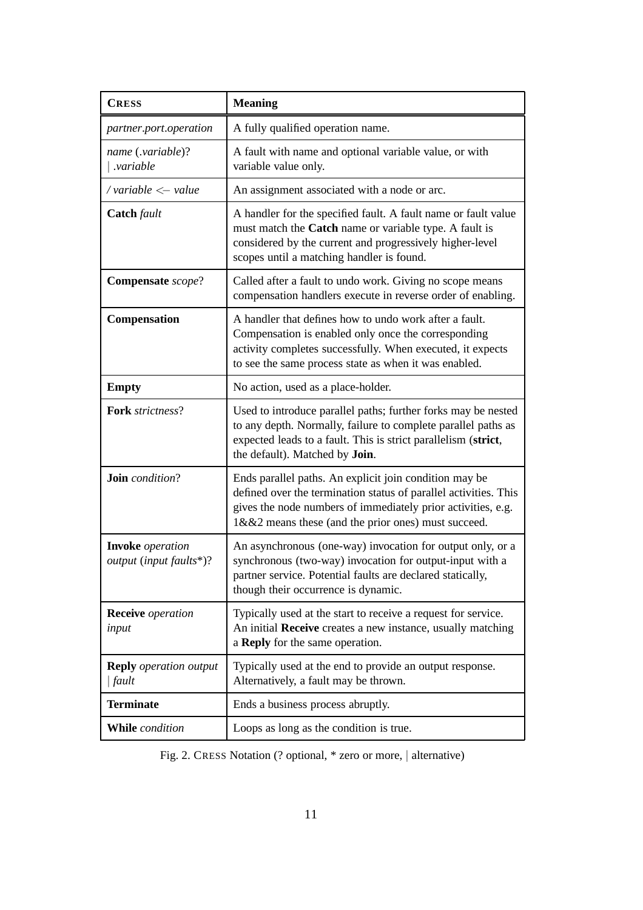| CRESS | Meaning |
|---|---|
| *partner.port.operation* | A fully qualified operation name. |
| *name* (*.variable*)? \| *.variable* | A fault with name and optional variable value, or with variable value only. |
| */ variable <– value* | An assignment associated with a node or arc. |
| **Catch** *fault* | A handler for the specified fault. A fault name or fault value must match the **Catch** name or variable type. A fault is considered by the current and progressively higher-level scopes until a matching handler is found. |
| **Compensate** *scope*? | Called after a fault to undo work. Giving no scope means compensation handlers execute in reverse order of enabling. |
| **Compensation** | A handler that defines how to undo work after a fault. Compensation is enabled only once the corresponding activity completes successfully. When executed, it expects to see the same process state as when it was enabled. |
| **Empty** | No action, used as a place-holder. |
| **Fork** *strictness*? | Used to introduce parallel paths; further forks may be nested to any depth. Normally, failure to complete parallel paths as expected leads to a fault. This is strict parallelism (**strict**, the default). Matched by **Join**. |
| **Join** *condition*? | Ends parallel paths. An explicit join condition may be defined over the termination status of parallel activities. This gives the node numbers of immediately prior activities, e.g. 1&&2 means these (and the prior ones) must succeed. |
| **Invoke** *operation output* (*input faults**)? | An asynchronous (one-way) invocation for output only, or a synchronous (two-way) invocation for output-input with a partner service. Potential faults are declared statically, though their occurrence is dynamic. |
| **Receive** *operation input* | Typically used at the start to receive a request for service. An initial **Receive** creates a new instance, usually matching a **Reply** for the same operation. |
| **Reply** *operation output* \| *fault* | Typically used at the end to provide an output response. Alternatively, a fault may be thrown. |
| **Terminate** | Ends a business process abruptly. |
| **While** *condition* | Loops as long as the condition is true. |

Fig. 2. CRESS Notation (? optional, * zero or more, | alternative)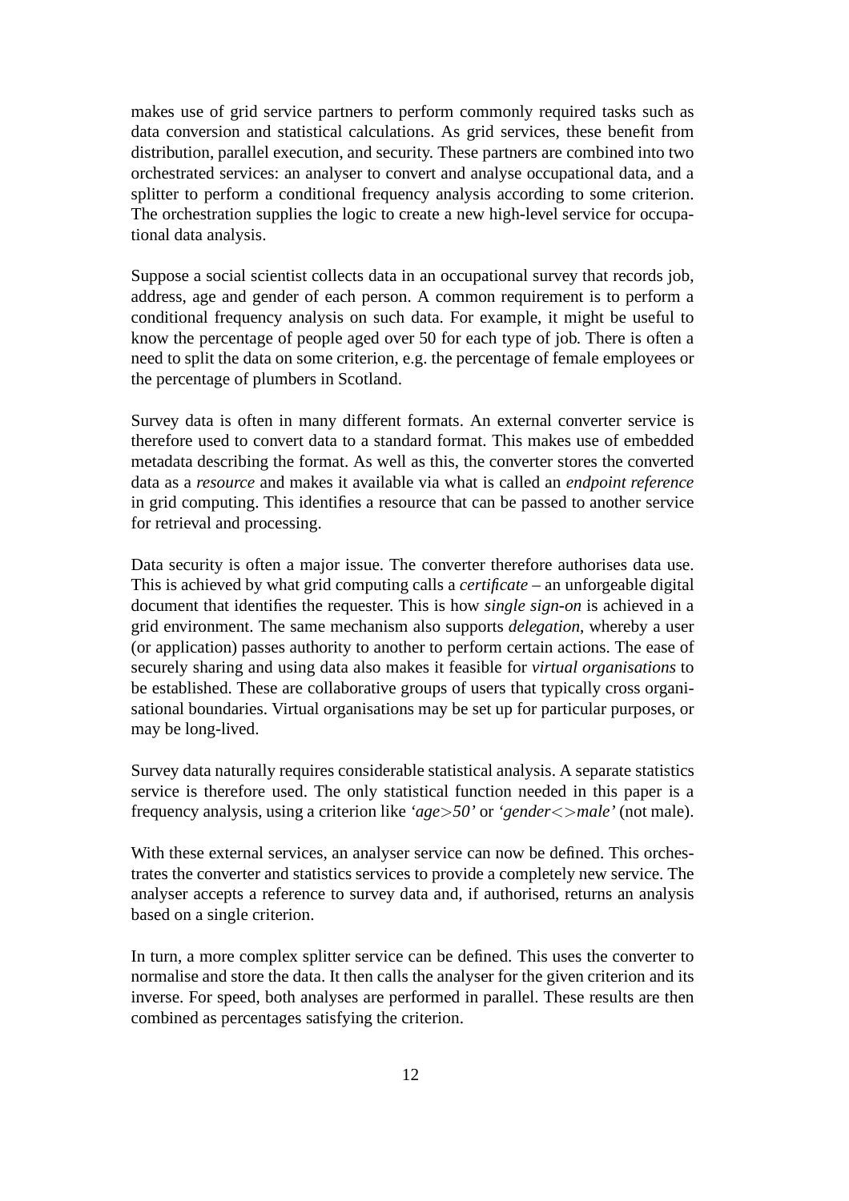makes use of grid service partners to perform commonly required tasks such as data conversion and statistical calculations. As grid services, these benefit from distribution, parallel execution, and security. These partners are combined into two orchestrated services: an analyser to convert and analyse occupational data, and a splitter to perform a conditional frequency analysis according to some criterion. The orchestration supplies the logic to create a new high-level service for occupational data analysis.

Suppose a social scientist collects data in an occupational survey that records job, address, age and gender of each person. A common requirement is to perform a conditional frequency analysis on such data. For example, it might be useful to know the percentage of people aged over 50 for each type of job. There is often a need to split the data on some criterion, e.g. the percentage of female employees or the percentage of plumbers in Scotland.

Survey data is often in many different formats. An external converter service is therefore used to convert data to a standard format. This makes use of embedded metadata describing the format. As well as this, the converter stores the converted data as a *resource* and makes it available via what is called an *endpoint reference* in grid computing. This identifies a resource that can be passed to another service for retrieval and processing.

Data security is often a major issue. The converter therefore authorises data use. This is achieved by what grid computing calls a *certificate* – an unforgeable digital document that identifies the requester. This is how *single sign-on* is achieved in a grid environment. The same mechanism also supports *delegation*, whereby a user (or application) passes authority to another to perform certain actions. The ease of securely sharing and using data also makes it feasible for *virtual organisations* to be established. These are collaborative groups of users that typically cross organisational boundaries. Virtual organisations may be set up for particular purposes, or may be long-lived.

Survey data naturally requires considerable statistical analysis. A separate statistics service is therefore used. The only statistical function needed in this paper is a frequency analysis, using a criterion like *'age>50'* or *'gender<>male'* (not male).

With these external services, an analyser service can now be defined. This orchestrates the converter and statistics services to provide a completely new service. The analyser accepts a reference to survey data and, if authorised, returns an analysis based on a single criterion.

In turn, a more complex splitter service can be defined. This uses the converter to normalise and store the data. It then calls the analyser for the given criterion and its inverse. For speed, both analyses are performed in parallel. These results are then combined as percentages satisfying the criterion.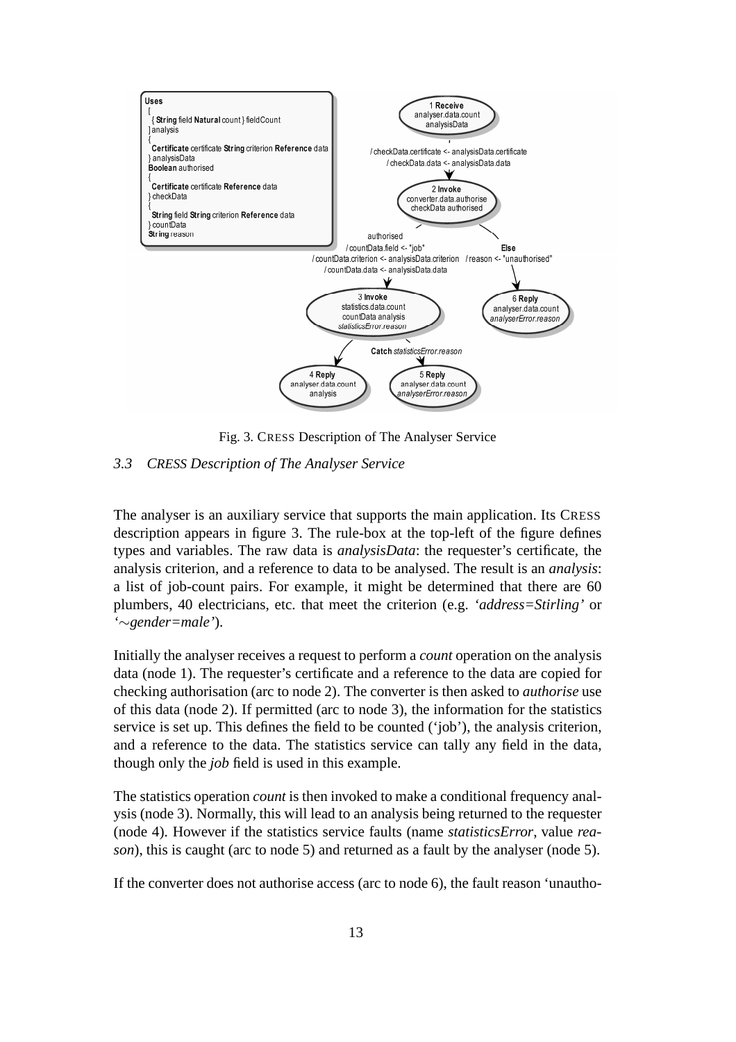Fig. 3. CRESS Description of The Analyser Service

### 3.3 *CRESS Description of The Analyser Service*

The analyser is an auxiliary service that supports the main application. Its CRESS description appears in figure 3. The rule-box at the top-left of the figure defines types and variables. The raw data is *analysisData*: the requester's certificate, the analysis criterion, and a reference to data to be analysed. The result is an *analysis*: a list of job-count pairs. For example, it might be determined that there are 60 plumbers, 40 electricians, etc. that meet the criterion (e.g. *'address=Stirling'* or *'∼gender=male'*).

Initially the analyser receives a request to perform a *count* operation on the analysis data (node 1). The requester's certificate and a reference to the data are copied for checking authorisation (arc to node 2). The converter is then asked to *authorise* use of this data (node 2). If permitted (arc to node 3), the information for the statistics service is set up. This defines the field to be counted ('job'), the analysis criterion, and a reference to the data. The statistics service can tally any field in the data, though only the *job* field is used in this example.

The statistics operation *count* is then invoked to make a conditional frequency analysis (node 3). Normally, this will lead to an analysis being returned to the requester (node 4). However if the statistics service faults (name *statisticsError*, value *reason*), this is caught (arc to node 5) and returned as a fault by the analyser (node 5).

If the converter does not authorise access (arc to node 6), the fault reason 'unautho-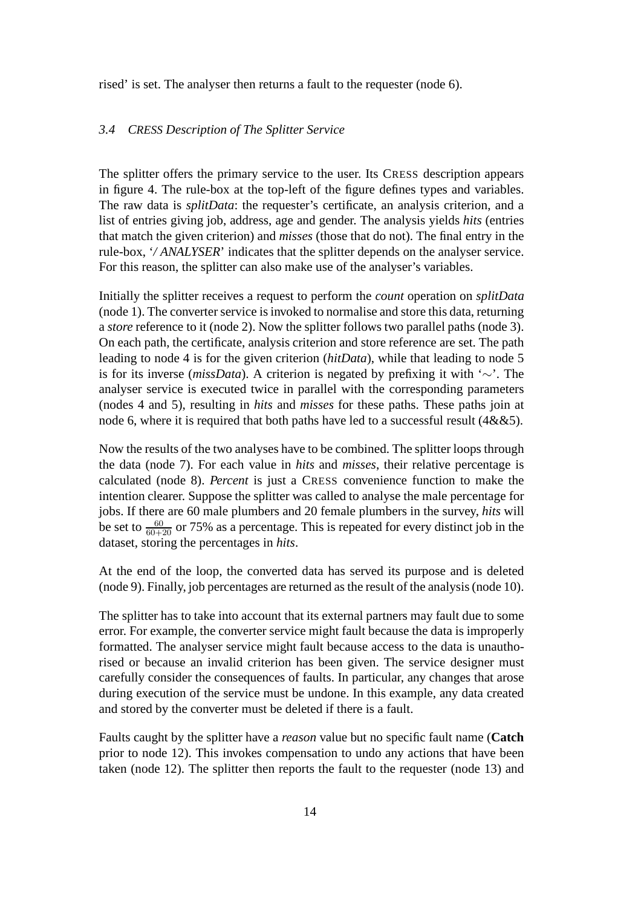rised' is set. The analyser then returns a fault to the requester (node 6).

### *3.4 CRESS Description of The Splitter Service*

The splitter offers the primary service to the user. Its CRESS description appears in figure 4. The rule-box at the top-left of the figure defines types and variables. The raw data is *splitData*: the requester's certificate, an analysis criterion, and a list of entries giving job, address, age and gender. The analysis yields *hits* (entries that match the given criterion) and *misses* (those that do not). The final entry in the rule-box, '*/ ANALYSER*' indicates that the splitter depends on the analyser service. For this reason, the splitter can also make use of the analyser's variables.

Initially the splitter receives a request to perform the *count* operation on *splitData* (node 1). The converter service is invoked to normalise and store this data, returning a *store* reference to it (node 2). Now the splitter follows two parallel paths (node 3). On each path, the certificate, analysis criterion and store reference are set. The path leading to node 4 is for the given criterion (*hitData*), while that leading to node 5 is for its inverse (*missData*). A criterion is negated by prefixing it with '∼'. The analyser service is executed twice in parallel with the corresponding parameters (nodes 4 and 5), resulting in *hits* and *misses* for these paths. These paths join at node 6, where it is required that both paths have led to a successful result (4&&5).

Now the results of the two analyses have to be combined. The splitter loops through the data (node 7). For each value in *hits* and *misses*, their relative percentage is calculated (node 8). *Percent* is just a CRESS convenience function to make the intention clearer. Suppose the splitter was called to analyse the male percentage for jobs. If there are 60 male plumbers and 20 female plumbers in the survey, *hits* will be set to $\frac{60}{60+20}$ or 75% as a percentage. This is repeated for every distinct job in the dataset, storing the percentages in *hits*.

At the end of the loop, the converted data has served its purpose and is deleted (node 9). Finally, job percentages are returned as the result of the analysis (node 10).

The splitter has to take into account that its external partners may fault due to some error. For example, the converter service might fault because the data is improperly formatted. The analyser service might fault because access to the data is unauthorised or because an invalid criterion has been given. The service designer must carefully consider the consequences of faults. In particular, any changes that arose during execution of the service must be undone. In this example, any data created and stored by the converter must be deleted if there is a fault.

Faults caught by the splitter have a *reason* value but no specific fault name (**Catch** prior to node 12). This invokes compensation to undo any actions that have been taken (node 12). The splitter then reports the fault to the requester (node 13) and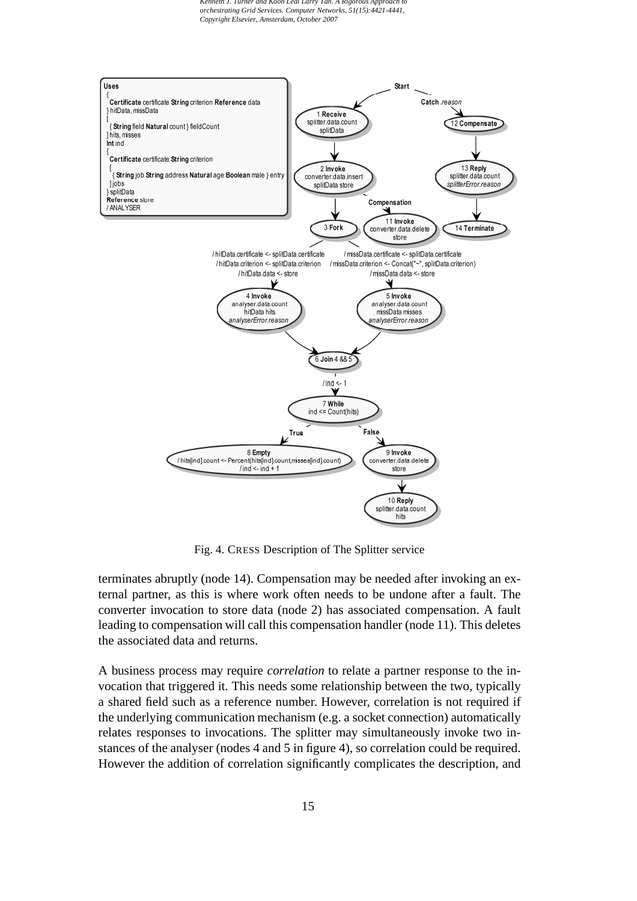Fig. 4. CRESS Description of The Splitter service

terminates abruptly (node 14). Compensation may be needed after invoking an external partner, as this is where work often needs to be undone after a fault. The converter invocation to store data (node 2) has associated compensation. A fault leading to compensation will call this compensation handler (node 11). This deletes the associated data and returns.

A business process may require *correlation* to relate a partner response to the invocation that triggered it. This needs some relationship between the two, typically a shared field such as a reference number. However, correlation is not required if the underlying communication mechanism (e.g. a socket connection) automatically relates responses to invocations. The splitter may simultaneously invoke two instances of the analyser (nodes 4 and 5 in figure 4), so correlation could be required. However the addition of correlation significantly complicates the description, and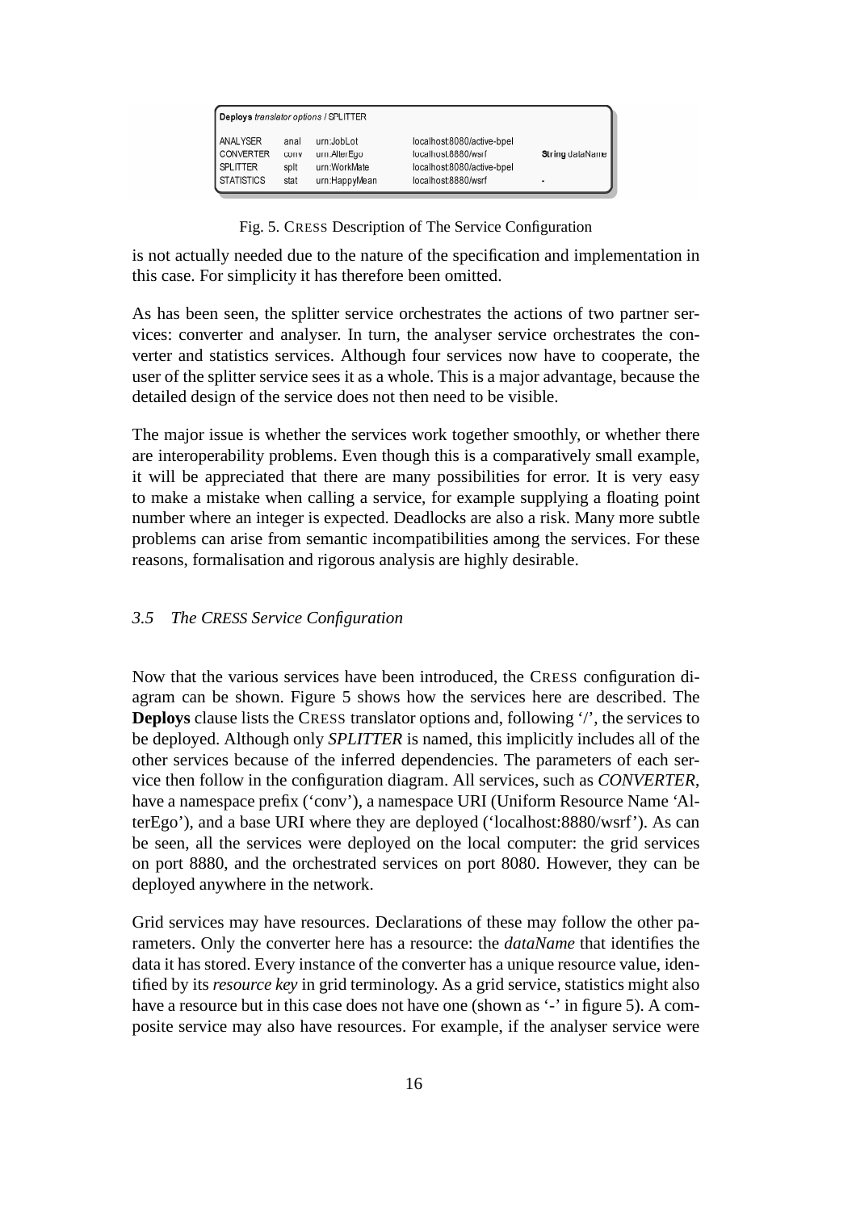| **Deploys** *translator options* / SPLITTER | | | | |
|---|---|---|---|---|
| ANALYSER | anal | urn:JobLot | localhost:8080/active-bpel | |
| CONVERTER | conv | urn:AlterEgo | localhost:8880/wsrf | **String** dataName |
| SPLITTER | splt | urn:WorkMate | localhost:8080/active-bpel | |
| STATISTICS | stat | urn:HappyMean | localhost:8880/wsrf | - |

Fig. 5. CRESS Description of The Service Configuration

is not actually needed due to the nature of the specification and implementation in this case. For simplicity it has therefore been omitted.

As has been seen, the splitter service orchestrates the actions of two partner services: converter and analyser. In turn, the analyser service orchestrates the converter and statistics services. Although four services now have to cooperate, the user of the splitter service sees it as a whole. This is a major advantage, because the detailed design of the service does not then need to be visible.

The major issue is whether the services work together smoothly, or whether there are interoperability problems. Even though this is a comparatively small example, it will be appreciated that there are many possibilities for error. It is very easy to make a mistake when calling a service, for example supplying a floating point number where an integer is expected. Deadlocks are also a risk. Many more subtle problems can arise from semantic incompatibilities among the services. For these reasons, formalisation and rigorous analysis are highly desirable.

### *3.5 The CRESS Service Configuration*

Now that the various services have been introduced, the CRESS configuration diagram can be shown. Figure 5 shows how the services here are described. The **Deploys** clause lists the CRESS translator options and, following '/', the services to be deployed. Although only *SPLITTER* is named, this implicitly includes all of the other services because of the inferred dependencies. The parameters of each service then follow in the configuration diagram. All services, such as *CONVERTER*, have a namespace prefix ('conv'), a namespace URI (Uniform Resource Name 'AlterEgo'), and a base URI where they are deployed ('localhost:8880/wsrf'). As can be seen, all the services were deployed on the local computer: the grid services on port 8880, and the orchestrated services on port 8080. However, they can be deployed anywhere in the network.

Grid services may have resources. Declarations of these may follow the other parameters. Only the converter here has a resource: the *dataName* that identifies the data it has stored. Every instance of the converter has a unique resource value, identified by its *resource key* in grid terminology. As a grid service, statistics might also have a resource but in this case does not have one (shown as '-' in figure 5). A composite service may also have resources. For example, if the analyser service were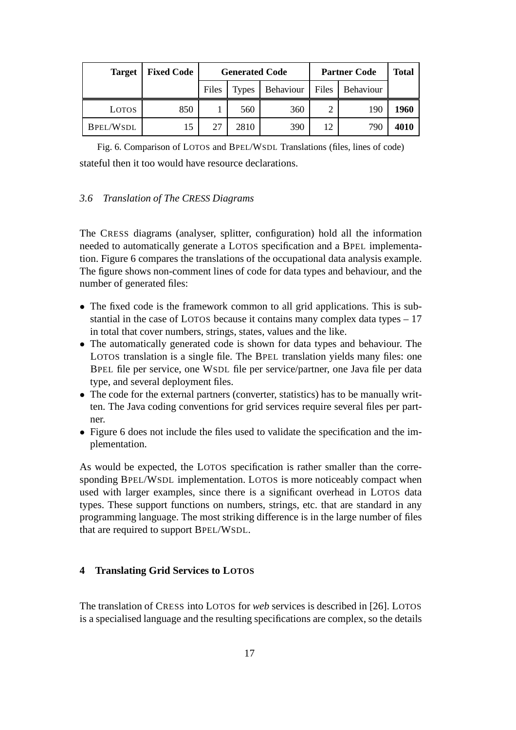| Target | Fixed Code | Generated Code | | | Partner Code | | Total |
|---|---|---|---|---|---|---|---|
| | | Files | Types | Behaviour | Files | Behaviour | |
| LOTOS | 850 | 1 | 560 | 360 | 2 | 190 | **1960** |
| BPEL/WSDL | 15 | 27 | 2810 | 390 | 12 | 790 | **4010** |

Fig. 6. Comparison of LOTOS and BPEL/WSDL Translations (files, lines of code)

stateful then it too would have resource declarations.

### *3.6 Translation of The CRESS Diagrams*

The CRESS diagrams (analyser, splitter, configuration) hold all the information needed to automatically generate a LOTOS specification and a BPEL implementation. Figure 6 compares the translations of the occupational data analysis example. The figure shows non-comment lines of code for data types and behaviour, and the number of generated files:

- The fixed code is the framework common to all grid applications. This is substantial in the case of LOTOS because it contains many complex data types – 17 in total that cover numbers, strings, states, values and the like.
- The automatically generated code is shown for data types and behaviour. The LOTOS translation is a single file. The BPEL translation yields many files: one BPEL file per service, one WSDL file per service/partner, one Java file per data type, and several deployment files.
- The code for the external partners (converter, statistics) has to be manually written. The Java coding conventions for grid services require several files per partner.
- Figure 6 does not include the files used to validate the specification and the implementation.

As would be expected, the LOTOS specification is rather smaller than the corresponding BPEL/WSDL implementation. LOTOS is more noticeably compact when used with larger examples, since there is a significant overhead in LOTOS data types. These support functions on numbers, strings, etc. that are standard in any programming language. The most striking difference is in the large number of files that are required to support BPEL/WSDL.

## 4 Translating Grid Services to LOTOS

The translation of CRESS into LOTOS for *web* services is described in [26]. LOTOS is a specialised language and the resulting specifications are complex, so the details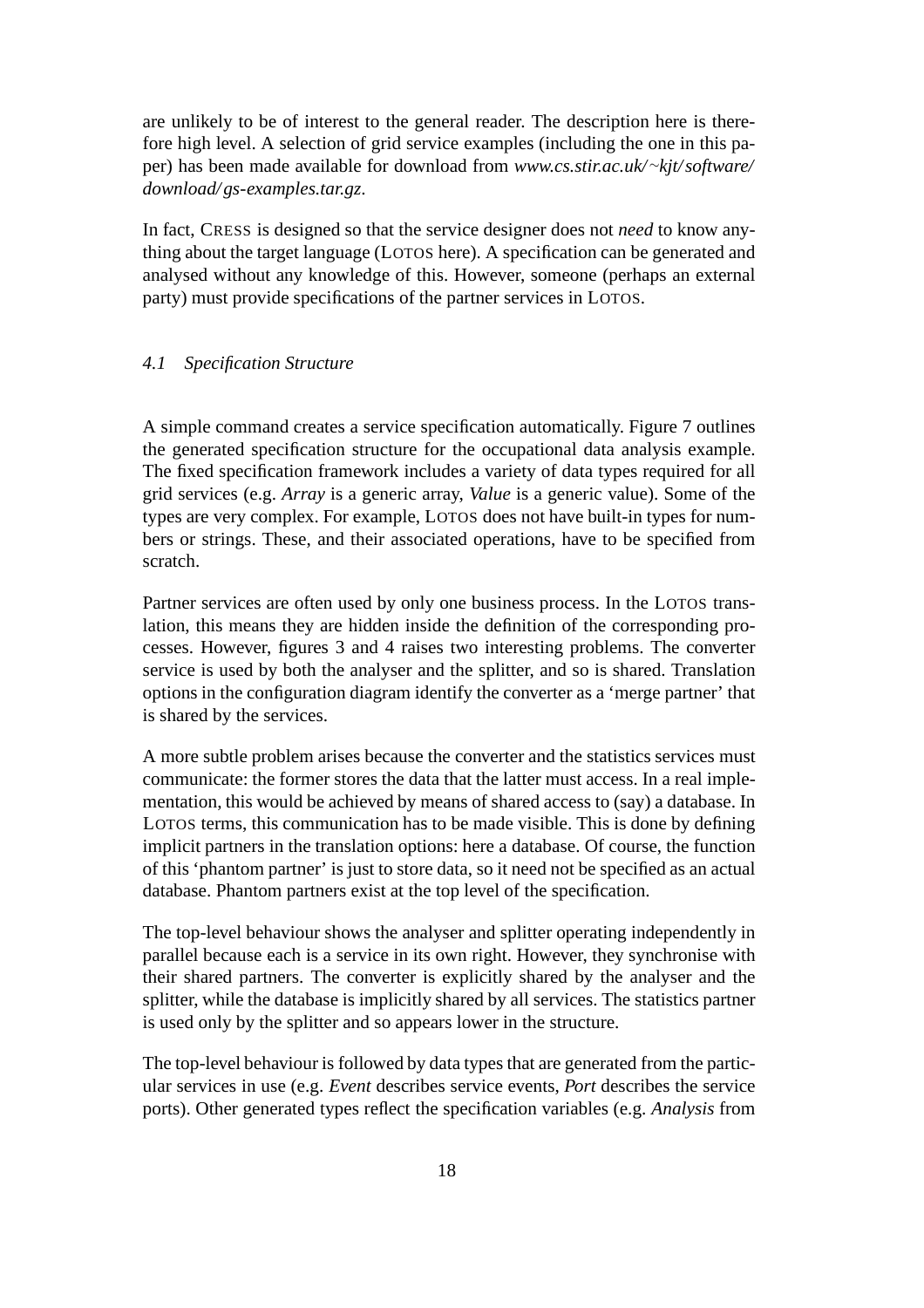are unlikely to be of interest to the general reader. The description here is therefore high level. A selection of grid service examples (including the one in this paper) has been made available for download from *www.cs.stir.ac.uk/~kjt/software/download/gs-examples.tar.gz*.

In fact, CRESS is designed so that the service designer does not *need* to know anything about the target language (LOTOS here). A specification can be generated and analysed without any knowledge of this. However, someone (perhaps an external party) must provide specifications of the partner services in LOTOS.

### *4.1 Specification Structure*

A simple command creates a service specification automatically. Figure 7 outlines the generated specification structure for the occupational data analysis example. The fixed specification framework includes a variety of data types required for all grid services (e.g. *Array* is a generic array, *Value* is a generic value). Some of the types are very complex. For example, LOTOS does not have built-in types for numbers or strings. These, and their associated operations, have to be specified from scratch.

Partner services are often used by only one business process. In the LOTOS translation, this means they are hidden inside the definition of the corresponding processes. However, figures 3 and 4 raises two interesting problems. The converter service is used by both the analyser and the splitter, and so is shared. Translation options in the configuration diagram identify the converter as a 'merge partner' that is shared by the services.

A more subtle problem arises because the converter and the statistics services must communicate: the former stores the data that the latter must access. In a real implementation, this would be achieved by means of shared access to (say) a database. In LOTOS terms, this communication has to be made visible. This is done by defining implicit partners in the translation options: here a database. Of course, the function of this 'phantom partner' is just to store data, so it need not be specified as an actual database. Phantom partners exist at the top level of the specification.

The top-level behaviour shows the analyser and splitter operating independently in parallel because each is a service in its own right. However, they synchronise with their shared partners. The converter is explicitly shared by the analyser and the splitter, while the database is implicitly shared by all services. The statistics partner is used only by the splitter and so appears lower in the structure.

The top-level behaviour is followed by data types that are generated from the particular services in use (e.g. *Event* describes service events, *Port* describes the service ports). Other generated types reflect the specification variables (e.g. *Analysis* from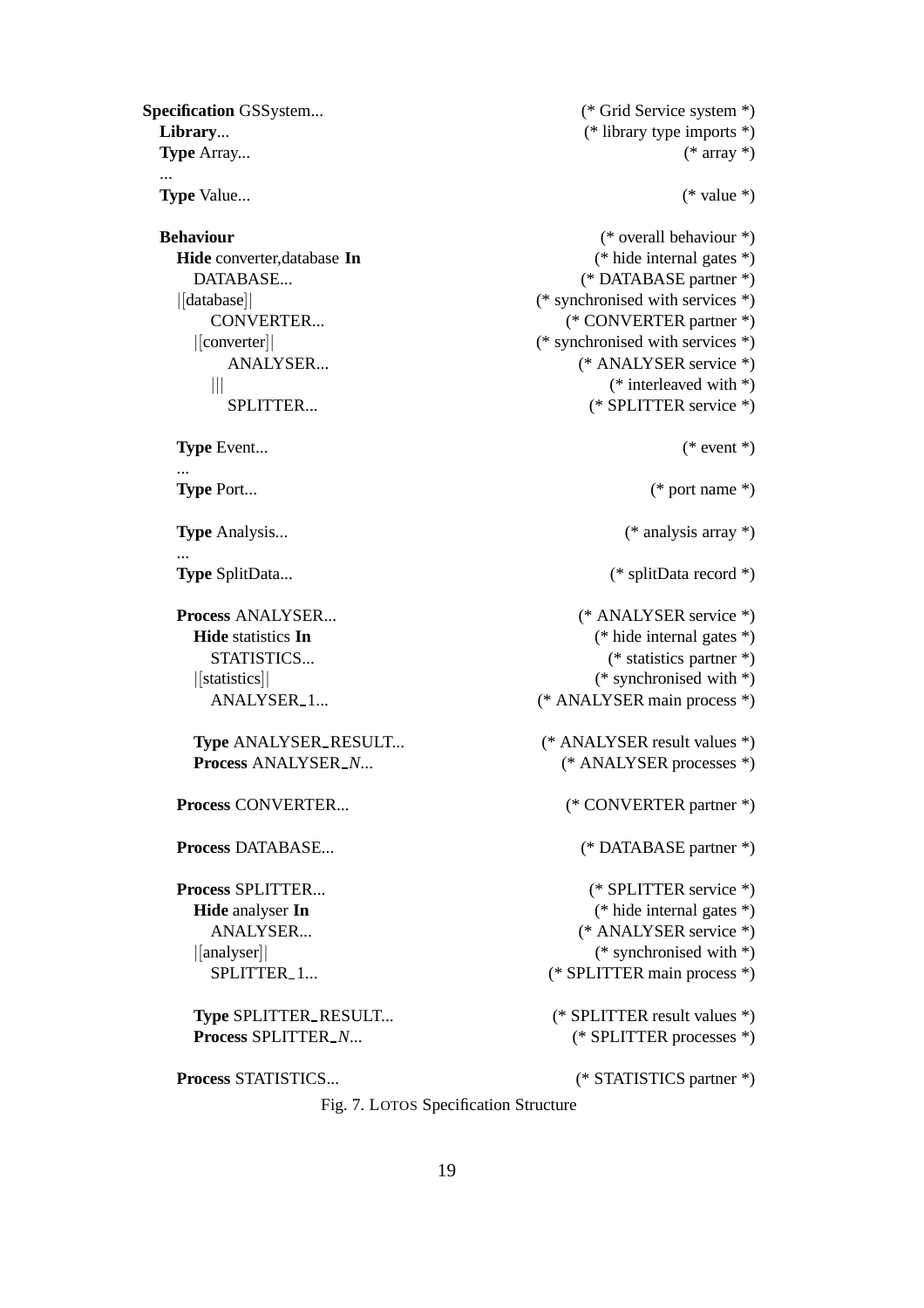```
Specification GSSystem...                              (* Grid Service system *)
  Library...                                           (* library type imports *)
  Type Array...                                        (* array *)
  ...
  Type Value...                                        (* value *)

  Behaviour                                            (* overall behaviour *)
    Hide converter,database In                         (* hide internal gates *)
      DATABASE...                                      (* DATABASE partner *)
    |[database]|                                       (* synchronised with services *)
        CONVERTER...                                   (* CONVERTER partner *)
      |[converter]|                                    (* synchronised with services *)
          ANALYSER...                                  (* ANALYSER service *)
        |||                                            (* interleaved with *)
          SPLITTER...                                  (* SPLITTER service *)

    Type Event...                                      (* event *)
    ...
    Type Port...                                       (* port name *)

    Type Analysis...                                   (* analysis array *)
    ...
    Type SplitData...                                  (* splitData record *)

    Process ANALYSER...                                (* ANALYSER service *)
      Hide statistics In                               (* hide internal gates *)
        STATISTICS...                                  (* statistics partner *)
      |[statistics]|                                   (* synchronised with *)
        ANALYSER_1...                                  (* ANALYSER main process *)

      Type ANALYSER_RESULT...                          (* ANALYSER result values *)
      Process ANALYSER_N...                            (* ANALYSER processes *)

    Process CONVERTER...                               (* CONVERTER partner *)

    Process DATABASE...                                (* DATABASE partner *)

    Process SPLITTER...                                (* SPLITTER service *)
      Hide analyser In                                 (* hide internal gates *)
        ANALYSER...                                    (* ANALYSER service *)
      |[analyser]|                                     (* synchronised with *)
        SPLITTER_1...                                  (* SPLITTER main process *)

      Type SPLITTER_RESULT...                          (* SPLITTER result values *)
      Process SPLITTER_N...                            (* SPLITTER processes *)

    Process STATISTICS...                              (* STATISTICS partner *)
```

Fig. 7. LOTOS Specification Structure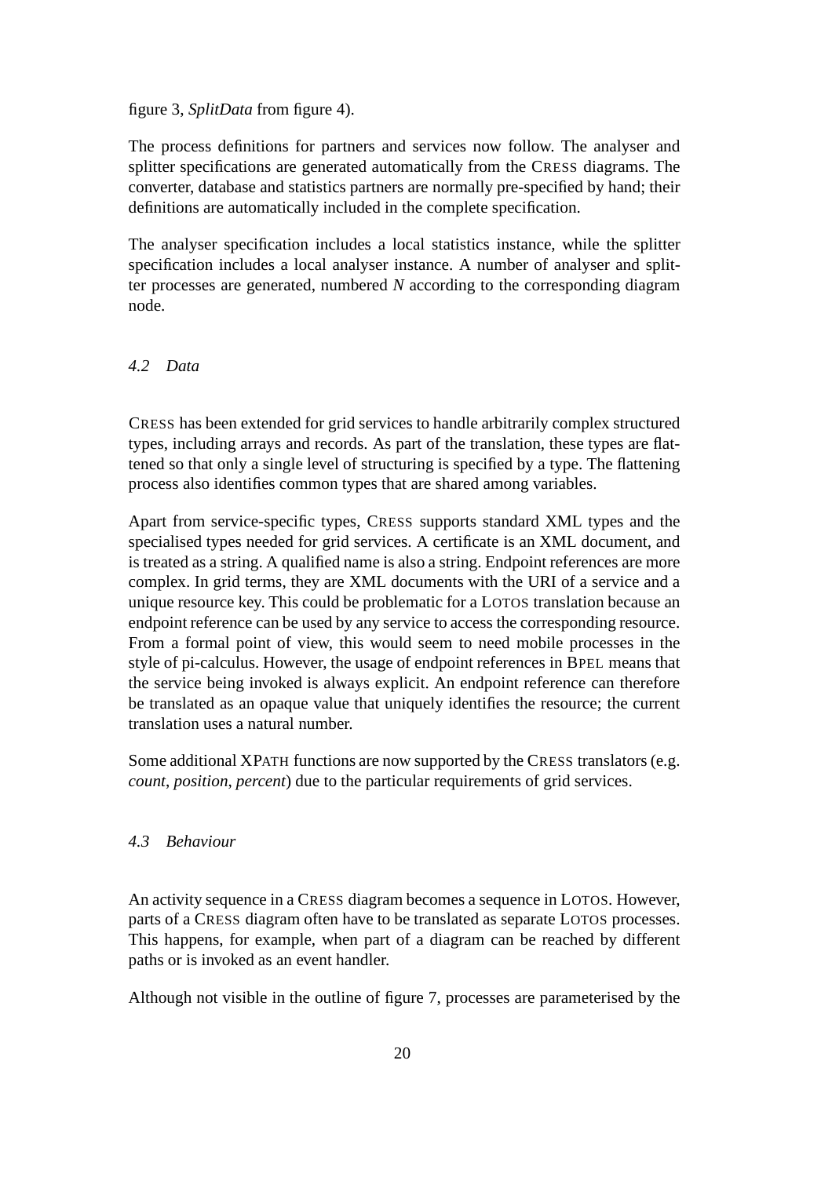figure 3, *SplitData* from figure 4).

The process definitions for partners and services now follow. The analyser and splitter specifications are generated automatically from the CRESS diagrams. The converter, database and statistics partners are normally pre-specified by hand; their definitions are automatically included in the complete specification.

The analyser specification includes a local statistics instance, while the splitter specification includes a local analyser instance. A number of analyser and splitter processes are generated, numbered *N* according to the corresponding diagram node.

### *4.2 Data*

CRESS has been extended for grid services to handle arbitrarily complex structured types, including arrays and records. As part of the translation, these types are flattened so that only a single level of structuring is specified by a type. The flattening process also identifies common types that are shared among variables.

Apart from service-specific types, CRESS supports standard XML types and the specialised types needed for grid services. A certificate is an XML document, and is treated as a string. A qualified name is also a string. Endpoint references are more complex. In grid terms, they are XML documents with the URI of a service and a unique resource key. This could be problematic for a LOTOS translation because an endpoint reference can be used by any service to access the corresponding resource. From a formal point of view, this would seem to need mobile processes in the style of pi-calculus. However, the usage of endpoint references in BPEL means that the service being invoked is always explicit. An endpoint reference can therefore be translated as an opaque value that uniquely identifies the resource; the current translation uses a natural number.

Some additional XPATH functions are now supported by the CRESS translators (e.g. *count*, *position*, *percent*) due to the particular requirements of grid services.

### *4.3 Behaviour*

An activity sequence in a CRESS diagram becomes a sequence in LOTOS. However, parts of a CRESS diagram often have to be translated as separate LOTOS processes. This happens, for example, when part of a diagram can be reached by different paths or is invoked as an event handler.

Although not visible in the outline of figure 7, processes are parameterised by the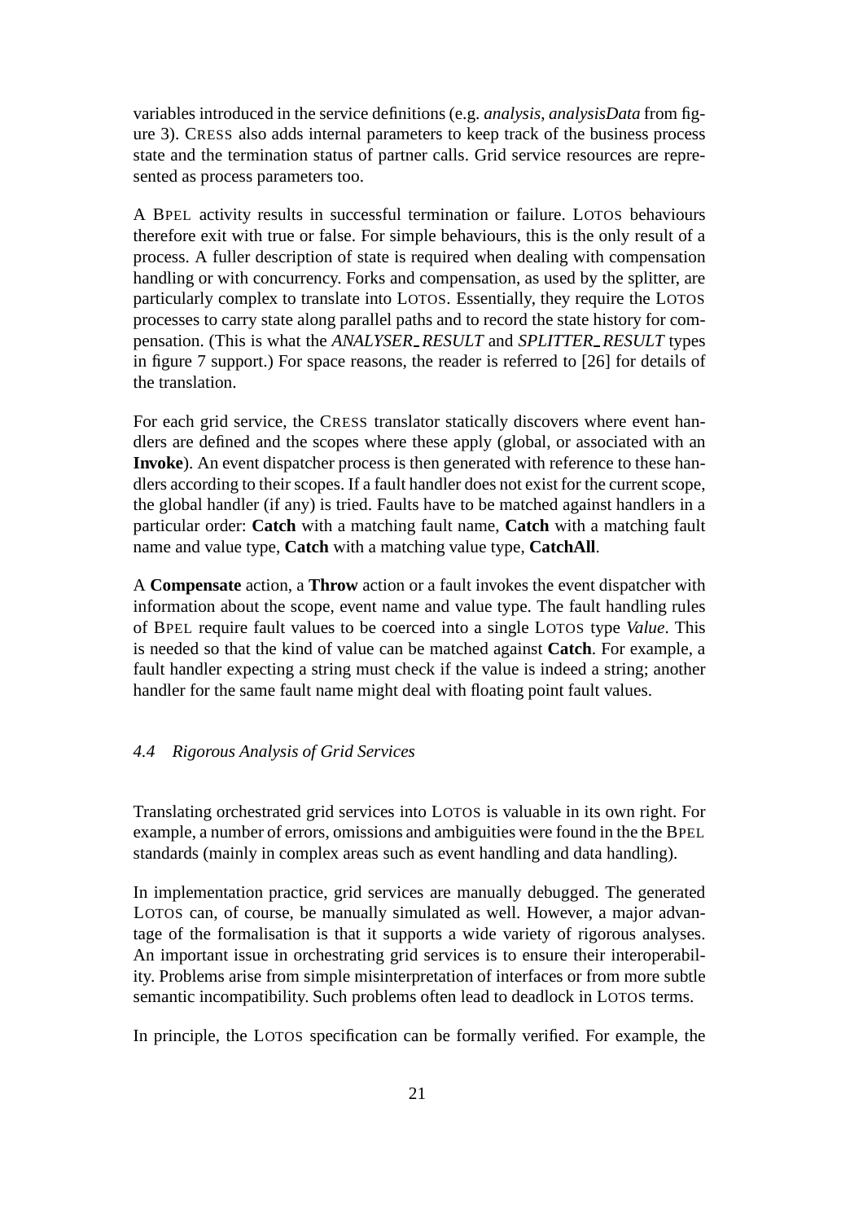variables introduced in the service definitions (e.g. *analysis*, *analysisData* from figure 3). CRESS also adds internal parameters to keep track of the business process state and the termination status of partner calls. Grid service resources are represented as process parameters too.

A BPEL activity results in successful termination or failure. LOTOS behaviours therefore exit with true or false. For simple behaviours, this is the only result of a process. A fuller description of state is required when dealing with compensation handling or with concurrency. Forks and compensation, as used by the splitter, are particularly complex to translate into LOTOS. Essentially, they require the LOTOS processes to carry state along parallel paths and to record the state history for compensation. (This is what the *ANALYSER_RESULT* and *SPLITTER_RESULT* types in figure 7 support.) For space reasons, the reader is referred to [26] for details of the translation.

For each grid service, the CRESS translator statically discovers where event handlers are defined and the scopes where these apply (global, or associated with an **Invoke**). An event dispatcher process is then generated with reference to these handlers according to their scopes. If a fault handler does not exist for the current scope, the global handler (if any) is tried. Faults have to be matched against handlers in a particular order: **Catch** with a matching fault name, **Catch** with a matching fault name and value type, **Catch** with a matching value type, **CatchAll**.

A **Compensate** action, a **Throw** action or a fault invokes the event dispatcher with information about the scope, event name and value type. The fault handling rules of BPEL require fault values to be coerced into a single LOTOS type *Value*. This is needed so that the kind of value can be matched against **Catch**. For example, a fault handler expecting a string must check if the value is indeed a string; another handler for the same fault name might deal with floating point fault values.

### *4.4 Rigorous Analysis of Grid Services*

Translating orchestrated grid services into LOTOS is valuable in its own right. For example, a number of errors, omissions and ambiguities were found in the the BPEL standards (mainly in complex areas such as event handling and data handling).

In implementation practice, grid services are manually debugged. The generated LOTOS can, of course, be manually simulated as well. However, a major advantage of the formalisation is that it supports a wide variety of rigorous analyses. An important issue in orchestrating grid services is to ensure their interoperability. Problems arise from simple misinterpretation of interfaces or from more subtle semantic incompatibility. Such problems often lead to deadlock in LOTOS terms.

In principle, the LOTOS specification can be formally verified. For example, the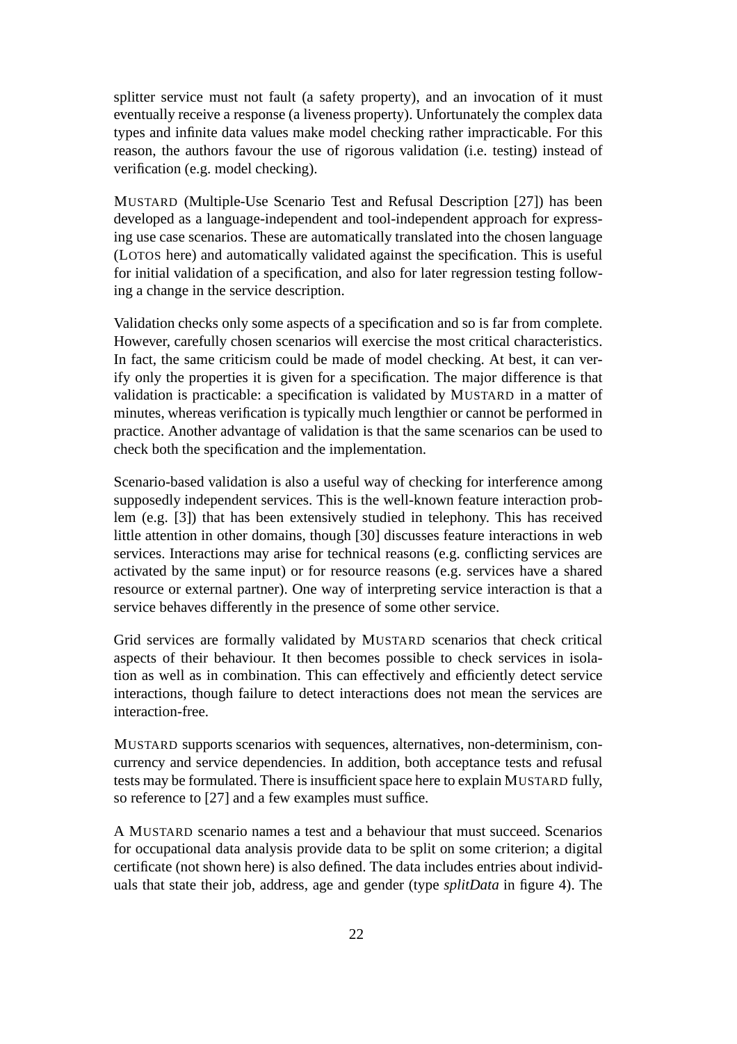splitter service must not fault (a safety property), and an invocation of it must eventually receive a response (a liveness property). Unfortunately the complex data types and infinite data values make model checking rather impracticable. For this reason, the authors favour the use of rigorous validation (i.e. testing) instead of verification (e.g. model checking).

MUSTARD (Multiple-Use Scenario Test and Refusal Description [27]) has been developed as a language-independent and tool-independent approach for expressing use case scenarios. These are automatically translated into the chosen language (LOTOS here) and automatically validated against the specification. This is useful for initial validation of a specification, and also for later regression testing following a change in the service description.

Validation checks only some aspects of a specification and so is far from complete. However, carefully chosen scenarios will exercise the most critical characteristics. In fact, the same criticism could be made of model checking. At best, it can verify only the properties it is given for a specification. The major difference is that validation is practicable: a specification is validated by MUSTARD in a matter of minutes, whereas verification is typically much lengthier or cannot be performed in practice. Another advantage of validation is that the same scenarios can be used to check both the specification and the implementation.

Scenario-based validation is also a useful way of checking for interference among supposedly independent services. This is the well-known feature interaction problem (e.g. [3]) that has been extensively studied in telephony. This has received little attention in other domains, though [30] discusses feature interactions in web services. Interactions may arise for technical reasons (e.g. conflicting services are activated by the same input) or for resource reasons (e.g. services have a shared resource or external partner). One way of interpreting service interaction is that a service behaves differently in the presence of some other service.

Grid services are formally validated by MUSTARD scenarios that check critical aspects of their behaviour. It then becomes possible to check services in isolation as well as in combination. This can effectively and efficiently detect service interactions, though failure to detect interactions does not mean the services are interaction-free.

MUSTARD supports scenarios with sequences, alternatives, non-determinism, concurrency and service dependencies. In addition, both acceptance tests and refusal tests may be formulated. There is insufficient space here to explain MUSTARD fully, so reference to [27] and a few examples must suffice.

A MUSTARD scenario names a test and a behaviour that must succeed. Scenarios for occupational data analysis provide data to be split on some criterion; a digital certificate (not shown here) is also defined. The data includes entries about individuals that state their job, address, age and gender (type *splitData* in figure 4). The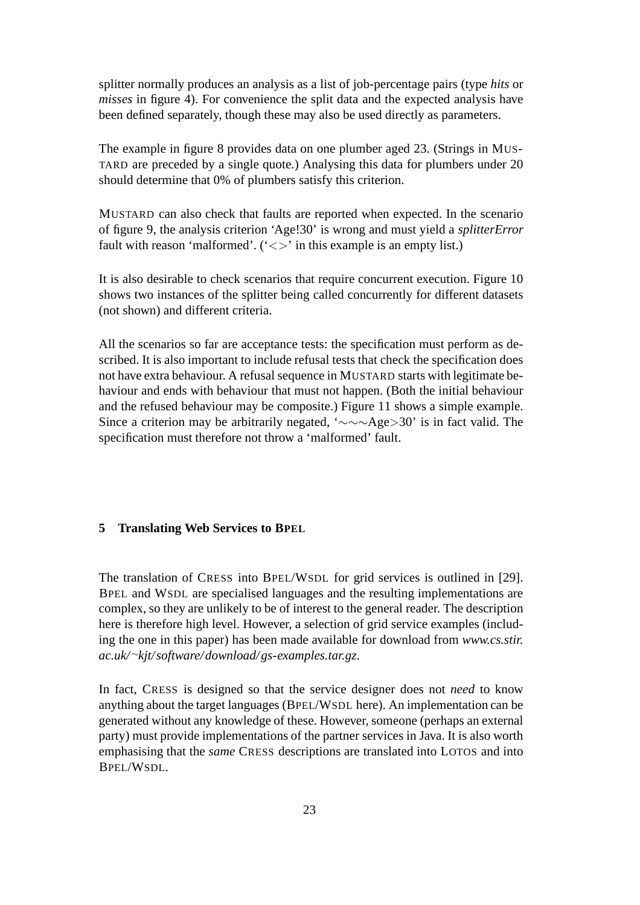splitter normally produces an analysis as a list of job-percentage pairs (type *hits* or *misses* in figure 4). For convenience the split data and the expected analysis have been defined separately, though these may also be used directly as parameters.

The example in figure 8 provides data on one plumber aged 23. (Strings in MUSTARD are preceded by a single quote.) Analysing this data for plumbers under 20 should determine that 0% of plumbers satisfy this criterion.

MUSTARD can also check that faults are reported when expected. In the scenario of figure 9, the analysis criterion 'Age!30' is wrong and must yield a *splitterError* fault with reason 'malformed'. ('<>' in this example is an empty list.)

It is also desirable to check scenarios that require concurrent execution. Figure 10 shows two instances of the splitter being called concurrently for different datasets (not shown) and different criteria.

All the scenarios so far are acceptance tests: the specification must perform as described. It is also important to include refusal tests that check the specification does not have extra behaviour. A refusal sequence in MUSTARD starts with legitimate behaviour and ends with behaviour that must not happen. (Both the initial behaviour and the refused behaviour may be composite.) Figure 11 shows a simple example. Since a criterion may be arbitrarily negated, '∼∼∼Age>30' is in fact valid. The specification must therefore not throw a 'malformed' fault.

## 5 Translating Web Services to BPEL

The translation of CRESS into BPEL/WSDL for grid services is outlined in [29]. BPEL and WSDL are specialised languages and the resulting implementations are complex, so they are unlikely to be of interest to the general reader. The description here is therefore high level. However, a selection of grid service examples (including the one in this paper) has been made available for download from *www.cs.stir.ac.uk/~kjt/software/download/gs-examples.tar.gz*.

In fact, CRESS is designed so that the service designer does not *need* to know anything about the target languages (BPEL/WSDL here). An implementation can be generated without any knowledge of these. However, someone (perhaps an external party) must provide implementations of the partner services in Java. It is also worth emphasising that the *same* CRESS descriptions are translated into LOTOS and into BPEL/WSDL.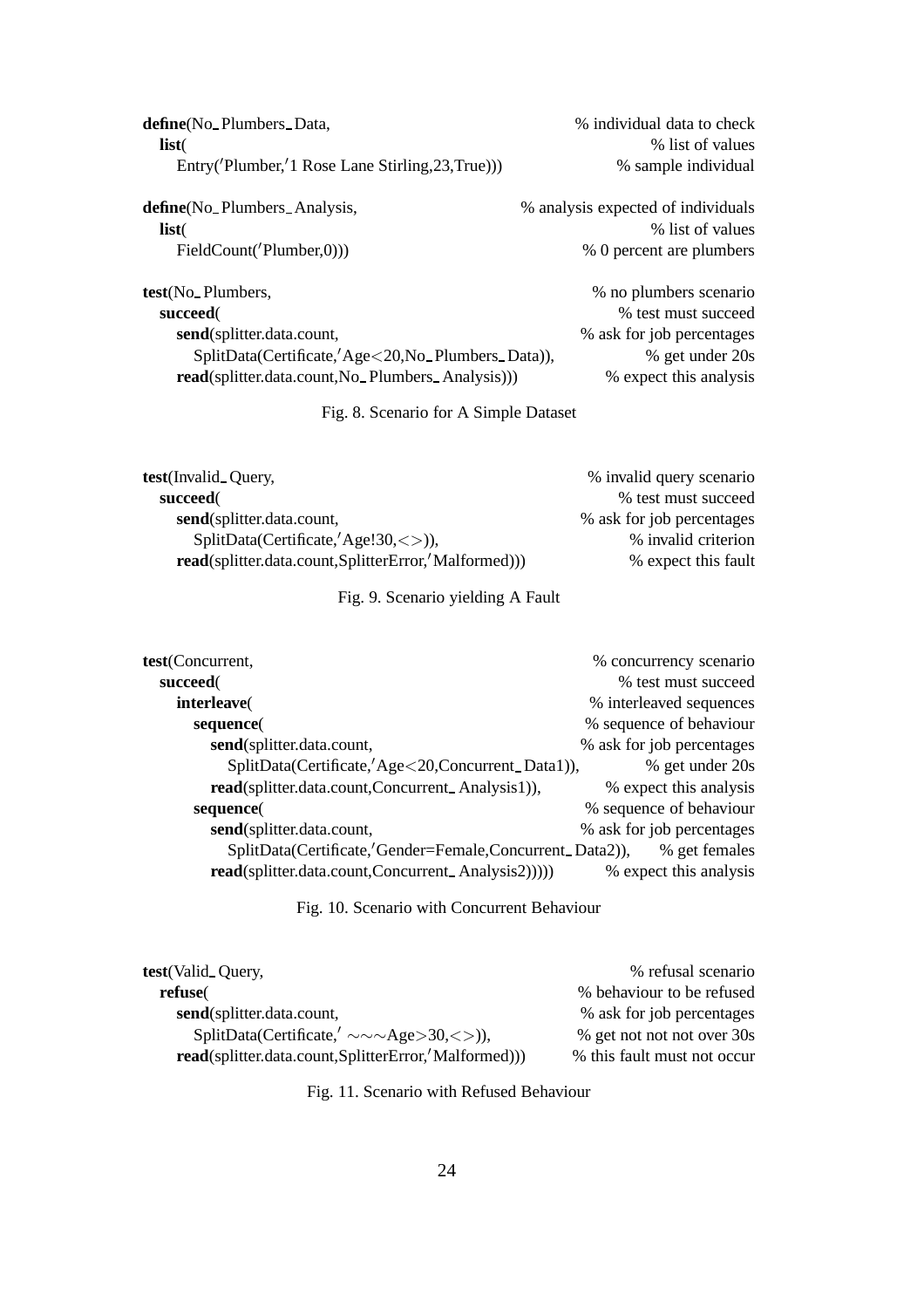```
define(No_Plumbers_Data,                                   % individual data to check
  list(                                                    % list of values
    Entry('Plumber,'1 Rose Lane Stirling,23,True)))        % sample individual

define(No_Plumbers_Analysis,                               % analysis expected of individuals
  list(                                                    % list of values
    FieldCount('Plumber,0)))                               % 0 percent are plumbers

test(No_Plumbers,                                          % no plumbers scenario
  succeed(                                                 % test must succeed
    send(splitter.data.count,                              % ask for job percentages
      SplitData(Certificate,'Age<20,No_Plumbers_Data)),    % get under 20s
    read(splitter.data.count,No_Plumbers_Analysis)))       % expect this analysis
```

Fig. 8. Scenario for A Simple Dataset

```
test(Invalid_Query,                                        % invalid query scenario
  succeed(                                                 % test must succeed
    send(splitter.data.count,                              % ask for job percentages
      SplitData(Certificate,'Age!30,<>)),                  % invalid criterion
    read(splitter.data.count,SplitterError,'Malformed)))   % expect this fault
```

Fig. 9. Scenario yielding A Fault

```
test(Concurrent,                                           % concurrency scenario
  succeed(                                                 % test must succeed
    interleave(                                            % interleaved sequences
      sequence(                                            % sequence of behaviour
        send(splitter.data.count,                          % ask for job percentages
          SplitData(Certificate,'Age<20,Concurrent_Data1)),   % get under 20s
        read(splitter.data.count,Concurrent_Analysis1)),   % expect this analysis
      sequence(                                            % sequence of behaviour
        send(splitter.data.count,                          % ask for job percentages
          SplitData(Certificate,'Gender=Female,Concurrent_Data2)),   % get females
        read(splitter.data.count,Concurrent_Analysis2)))))   % expect this analysis
```

Fig. 10. Scenario with Concurrent Behaviour

```
test(Valid_Query,                                          % refusal scenario
  refuse(                                                  % behaviour to be refused
    send(splitter.data.count,                              % ask for job percentages
      SplitData(Certificate,' ∼∼∼Age>30,<>)),              % get not not not over 30s
    read(splitter.data.count,SplitterError,'Malformed)))   % this fault must not occur
```

Fig. 11. Scenario with Refused Behaviour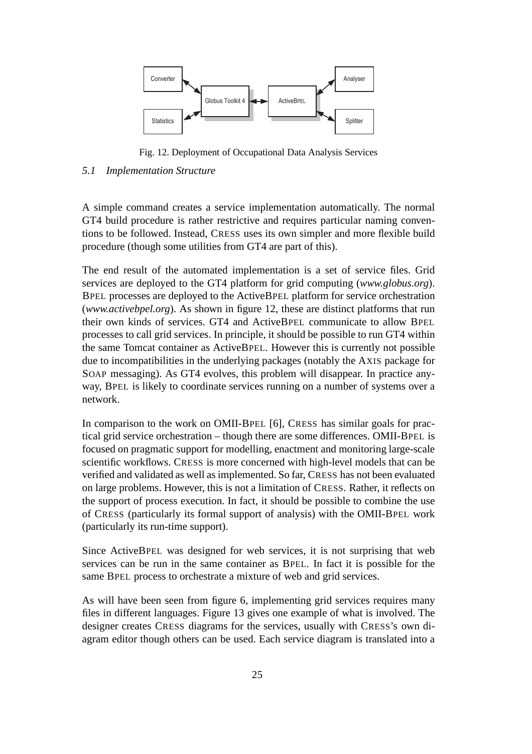Fig. 12. Deployment of Occupational Data Analysis Services

### *5.1 Implementation Structure*

A simple command creates a service implementation automatically. The normal GT4 build procedure is rather restrictive and requires particular naming conventions to be followed. Instead, CRESS uses its own simpler and more flexible build procedure (though some utilities from GT4 are part of this).

The end result of the automated implementation is a set of service files. Grid services are deployed to the GT4 platform for grid computing (*www.globus.org*). BPEL processes are deployed to the ActiveBPEL platform for service orchestration (*www.activebpel.org*). As shown in figure 12, these are distinct platforms that run their own kinds of services. GT4 and ActiveBPEL communicate to allow BPEL processes to call grid services. In principle, it should be possible to run GT4 within the same Tomcat container as ActiveBPEL. However this is currently not possible due to incompatibilities in the underlying packages (notably the AXIS package for SOAP messaging). As GT4 evolves, this problem will disappear. In practice anyway, BPEL is likely to coordinate services running on a number of systems over a network.

In comparison to the work on OMII-BPEL [6], CRESS has similar goals for practical grid service orchestration – though there are some differences. OMII-BPEL is focused on pragmatic support for modelling, enactment and monitoring large-scale scientific workflows. CRESS is more concerned with high-level models that can be verified and validated as well as implemented. So far, CRESS has not been evaluated on large problems. However, this is not a limitation of CRESS. Rather, it reflects on the support of process execution. In fact, it should be possible to combine the use of CRESS (particularly its formal support of analysis) with the OMII-BPEL work (particularly its run-time support).

Since ActiveBPEL was designed for web services, it is not surprising that web services can be run in the same container as BPEL. In fact it is possible for the same BPEL process to orchestrate a mixture of web and grid services.

As will have been seen from figure 6, implementing grid services requires many files in different languages. Figure 13 gives one example of what is involved. The designer creates CRESS diagrams for the services, usually with CRESS's own diagram editor though others can be used. Each service diagram is translated into a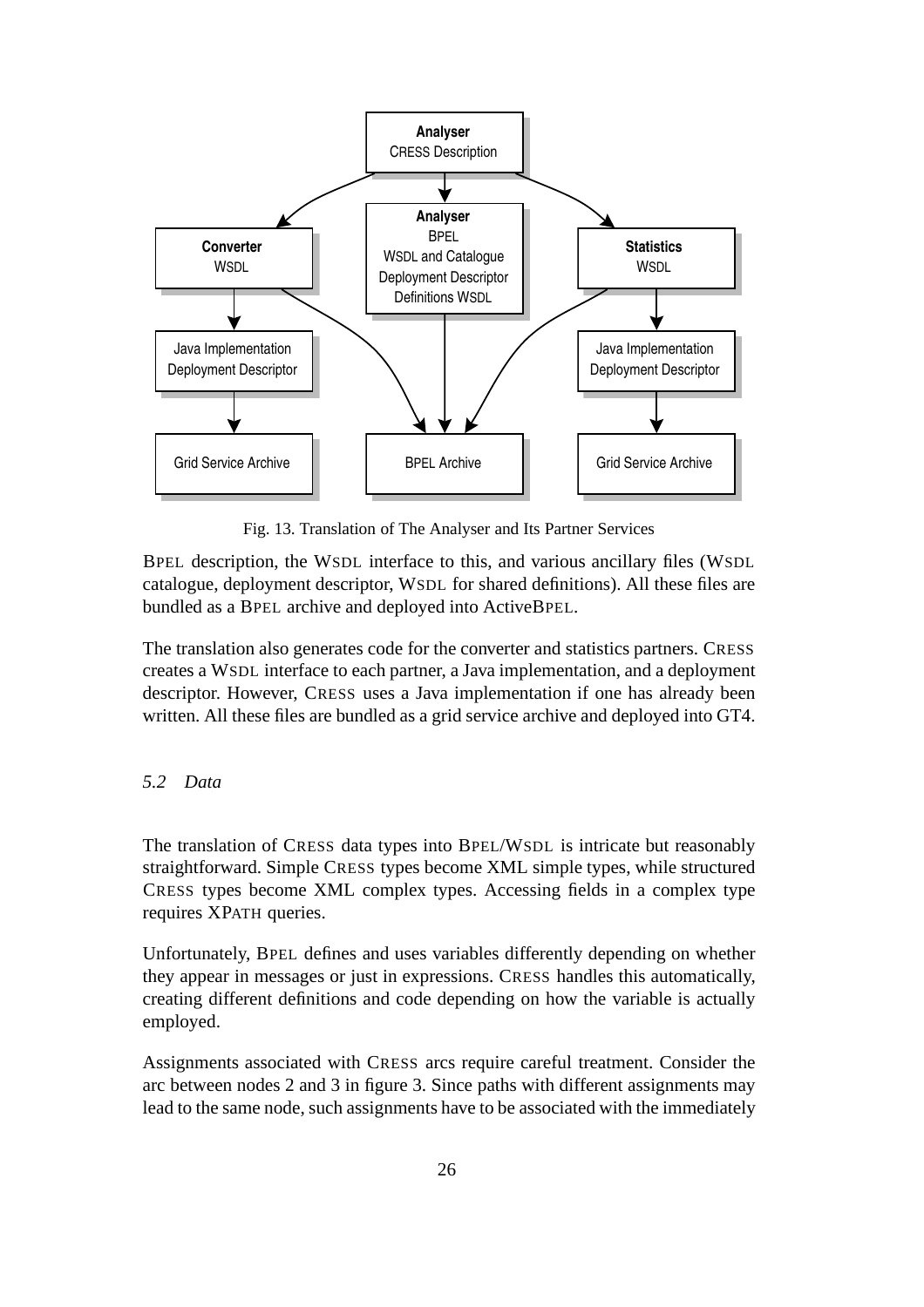Fig. 13. Translation of The Analyser and Its Partner Services

BPEL description, the WSDL interface to this, and various ancillary files (WSDL catalogue, deployment descriptor, WSDL for shared definitions). All these files are bundled as a BPEL archive and deployed into ActiveBPEL.

The translation also generates code for the converter and statistics partners. CRESS creates a WSDL interface to each partner, a Java implementation, and a deployment descriptor. However, CRESS uses a Java implementation if one has already been written. All these files are bundled as a grid service archive and deployed into GT4.

### *5.2 Data*

The translation of CRESS data types into BPEL/WSDL is intricate but reasonably straightforward. Simple CRESS types become XML simple types, while structured CRESS types become XML complex types. Accessing fields in a complex type requires XPATH queries.

Unfortunately, BPEL defines and uses variables differently depending on whether they appear in messages or just in expressions. CRESS handles this automatically, creating different definitions and code depending on how the variable is actually employed.

Assignments associated with CRESS arcs require careful treatment. Consider the arc between nodes 2 and 3 in figure 3. Since paths with different assignments may lead to the same node, such assignments have to be associated with the immediately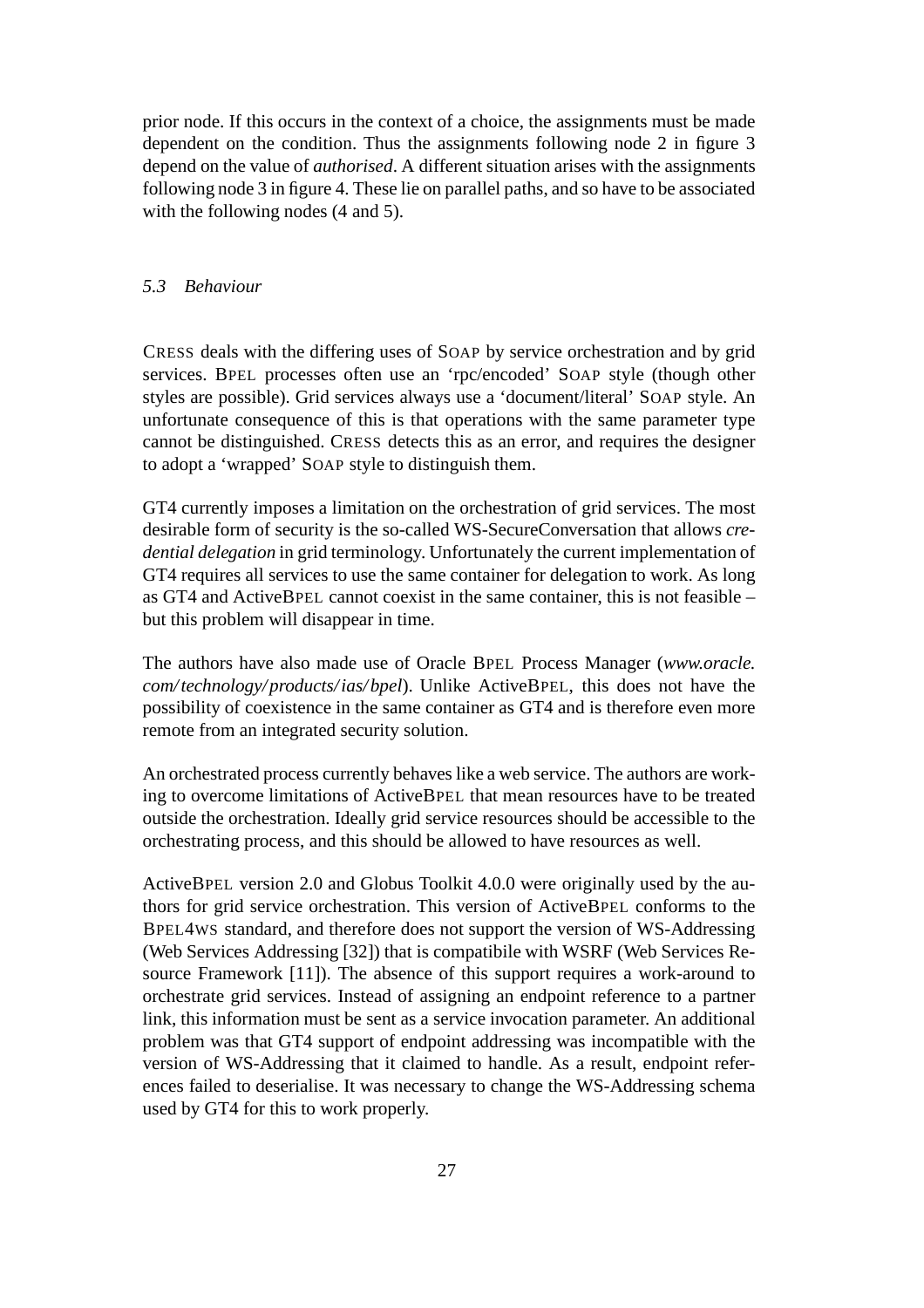prior node. If this occurs in the context of a choice, the assignments must be made dependent on the condition. Thus the assignments following node 2 in figure 3 depend on the value of *authorised*. A different situation arises with the assignments following node 3 in figure 4. These lie on parallel paths, and so have to be associated with the following nodes (4 and 5).

### *5.3 Behaviour*

CRESS deals with the differing uses of SOAP by service orchestration and by grid services. BPEL processes often use an 'rpc/encoded' SOAP style (though other styles are possible). Grid services always use a 'document/literal' SOAP style. An unfortunate consequence of this is that operations with the same parameter type cannot be distinguished. CRESS detects this as an error, and requires the designer to adopt a 'wrapped' SOAP style to distinguish them.

GT4 currently imposes a limitation on the orchestration of grid services. The most desirable form of security is the so-called WS-SecureConversation that allows *credential delegation* in grid terminology. Unfortunately the current implementation of GT4 requires all services to use the same container for delegation to work. As long as GT4 and ActiveBPEL cannot coexist in the same container, this is not feasible – but this problem will disappear in time.

The authors have also made use of Oracle BPEL Process Manager (*www.oracle.com/technology/products/ias/bpel*). Unlike ActiveBPEL, this does not have the possibility of coexistence in the same container as GT4 and is therefore even more remote from an integrated security solution.

An orchestrated process currently behaves like a web service. The authors are working to overcome limitations of ActiveBPEL that mean resources have to be treated outside the orchestration. Ideally grid service resources should be accessible to the orchestrating process, and this should be allowed to have resources as well.

ActiveBPEL version 2.0 and Globus Toolkit 4.0.0 were originally used by the authors for grid service orchestration. This version of ActiveBPEL conforms to the BPEL4WS standard, and therefore does not support the version of WS-Addressing (Web Services Addressing [32]) that is compatibile with WSRF (Web Services Resource Framework [11]). The absence of this support requires a work-around to orchestrate grid services. Instead of assigning an endpoint reference to a partner link, this information must be sent as a service invocation parameter. An additional problem was that GT4 support of endpoint addressing was incompatible with the version of WS-Addressing that it claimed to handle. As a result, endpoint references failed to deserialise. It was necessary to change the WS-Addressing schema used by GT4 for this to work properly.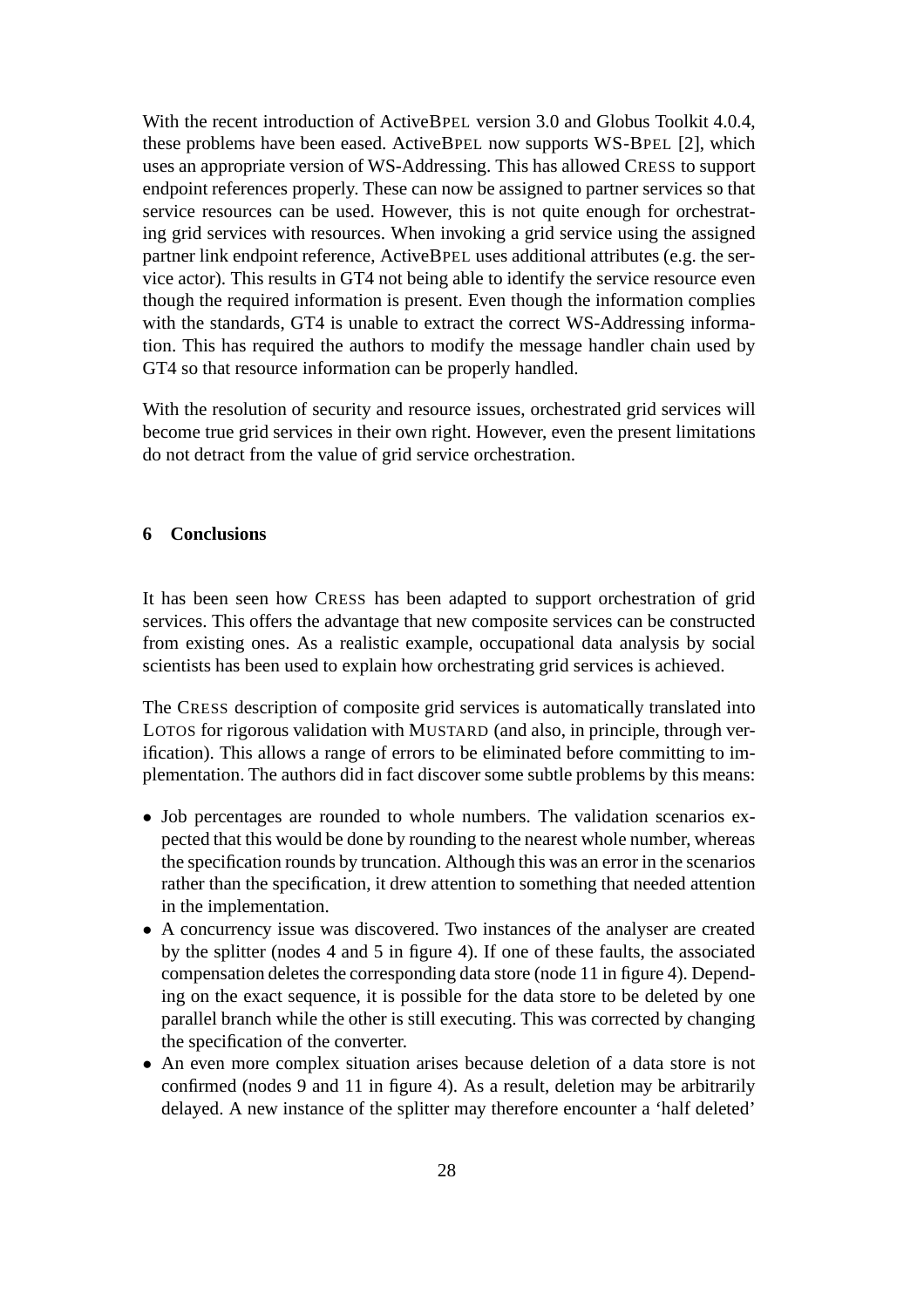With the recent introduction of ActiveBPEL version 3.0 and Globus Toolkit 4.0.4, these problems have been eased. ActiveBPEL now supports WS-BPEL [2], which uses an appropriate version of WS-Addressing. This has allowed CRESS to support endpoint references properly. These can now be assigned to partner services so that service resources can be used. However, this is not quite enough for orchestrating grid services with resources. When invoking a grid service using the assigned partner link endpoint reference, ActiveBPEL uses additional attributes (e.g. the service actor). This results in GT4 not being able to identify the service resource even though the required information is present. Even though the information complies with the standards, GT4 is unable to extract the correct WS-Addressing information. This has required the authors to modify the message handler chain used by GT4 so that resource information can be properly handled.

With the resolution of security and resource issues, orchestrated grid services will become true grid services in their own right. However, even the present limitations do not detract from the value of grid service orchestration.

## 6 Conclusions

It has been seen how CRESS has been adapted to support orchestration of grid services. This offers the advantage that new composite services can be constructed from existing ones. As a realistic example, occupational data analysis by social scientists has been used to explain how orchestrating grid services is achieved.

The CRESS description of composite grid services is automatically translated into LOTOS for rigorous validation with MUSTARD (and also, in principle, through verification). This allows a range of errors to be eliminated before committing to implementation. The authors did in fact discover some subtle problems by this means:

- Job percentages are rounded to whole numbers. The validation scenarios expected that this would be done by rounding to the nearest whole number, whereas the specification rounds by truncation. Although this was an error in the scenarios rather than the specification, it drew attention to something that needed attention in the implementation.
- A concurrency issue was discovered. Two instances of the analyser are created by the splitter (nodes 4 and 5 in figure 4). If one of these faults, the associated compensation deletes the corresponding data store (node 11 in figure 4). Depending on the exact sequence, it is possible for the data store to be deleted by one parallel branch while the other is still executing. This was corrected by changing the specification of the converter.
- An even more complex situation arises because deletion of a data store is not confirmed (nodes 9 and 11 in figure 4). As a result, deletion may be arbitrarily delayed. A new instance of the splitter may therefore encounter a 'half deleted'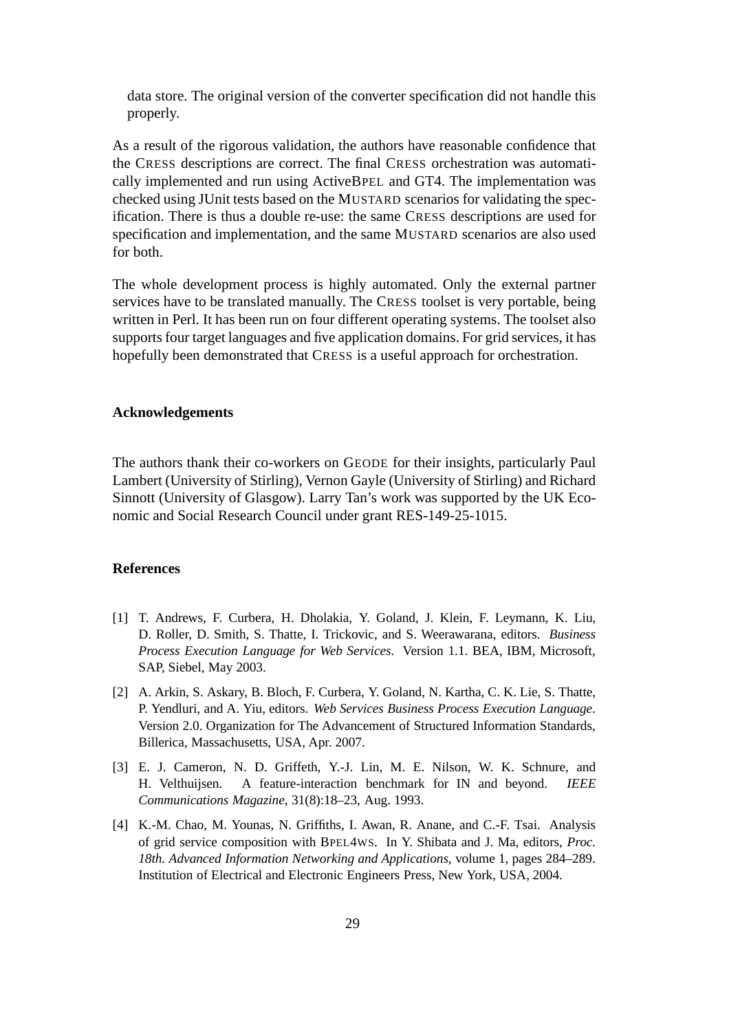data store. The original version of the converter specification did not handle this properly.

As a result of the rigorous validation, the authors have reasonable confidence that the CRESS descriptions are correct. The final CRESS orchestration was automatically implemented and run using ActiveBPEL and GT4. The implementation was checked using JUnit tests based on the MUSTARD scenarios for validating the specification. There is thus a double re-use: the same CRESS descriptions are used for specification and implementation, and the same MUSTARD scenarios are also used for both.

The whole development process is highly automated. Only the external partner services have to be translated manually. The CRESS toolset is very portable, being written in Perl. It has been run on four different operating systems. The toolset also supports four target languages and five application domains. For grid services, it has hopefully been demonstrated that CRESS is a useful approach for orchestration.

## Acknowledgements

The authors thank their co-workers on GEODE for their insights, particularly Paul Lambert (University of Stirling), Vernon Gayle (University of Stirling) and Richard Sinnott (University of Glasgow). Larry Tan's work was supported by the UK Economic and Social Research Council under grant RES-149-25-1015.

## References

[1] T. Andrews, F. Curbera, H. Dholakia, Y. Goland, J. Klein, F. Leymann, K. Liu, D. Roller, D. Smith, S. Thatte, I. Trickovic, and S. Weerawarana, editors. *Business Process Execution Language for Web Services*. Version 1.1. BEA, IBM, Microsoft, SAP, Siebel, May 2003.

[2] A. Arkin, S. Askary, B. Bloch, F. Curbera, Y. Goland, N. Kartha, C. K. Lie, S. Thatte, P. Yendluri, and A. Yiu, editors. *Web Services Business Process Execution Language*. Version 2.0. Organization for The Advancement of Structured Information Standards, Billerica, Massachusetts, USA, Apr. 2007.

[3] E. J. Cameron, N. D. Griffeth, Y.-J. Lin, M. E. Nilson, W. K. Schnure, and H. Velthuijsen. A feature-interaction benchmark for IN and beyond. *IEEE Communications Magazine*, 31(8):18–23, Aug. 1993.

[4] K.-M. Chao, M. Younas, N. Griffiths, I. Awan, R. Anane, and C.-F. Tsai. Analysis of grid service composition with BPEL4WS. In Y. Shibata and J. Ma, editors, *Proc. 18th. Advanced Information Networking and Applications*, volume 1, pages 284–289. Institution of Electrical and Electronic Engineers Press, New York, USA, 2004.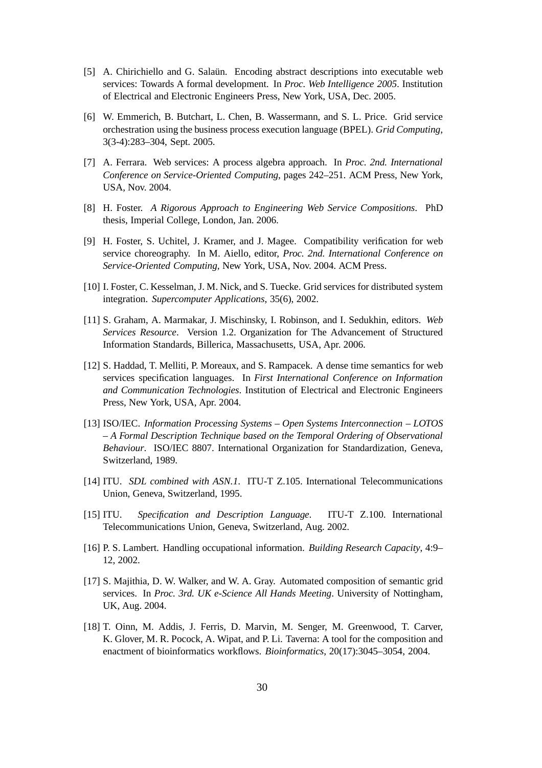[5] A. Chirichiello and G. Salaün. Encoding abstract descriptions into executable web services: Towards A formal development. In *Proc. Web Intelligence 2005*. Institution of Electrical and Electronic Engineers Press, New York, USA, Dec. 2005.

[6] W. Emmerich, B. Butchart, L. Chen, B. Wassermann, and S. L. Price. Grid service orchestration using the business process execution language (BPEL). *Grid Computing*, 3(3-4):283–304, Sept. 2005.

[7] A. Ferrara. Web services: A process algebra approach. In *Proc. 2nd. International Conference on Service-Oriented Computing*, pages 242–251. ACM Press, New York, USA, Nov. 2004.

[8] H. Foster. *A Rigorous Approach to Engineering Web Service Compositions*. PhD thesis, Imperial College, London, Jan. 2006.

[9] H. Foster, S. Uchitel, J. Kramer, and J. Magee. Compatibility verification for web service choreography. In M. Aiello, editor, *Proc. 2nd. International Conference on Service-Oriented Computing*, New York, USA, Nov. 2004. ACM Press.

[10] I. Foster, C. Kesselman, J. M. Nick, and S. Tuecke. Grid services for distributed system integration. *Supercomputer Applications*, 35(6), 2002.

[11] S. Graham, A. Marmakar, J. Mischinsky, I. Robinson, and I. Sedukhin, editors. *Web Services Resource*. Version 1.2. Organization for The Advancement of Structured Information Standards, Billerica, Massachusetts, USA, Apr. 2006.

[12] S. Haddad, T. Melliti, P. Moreaux, and S. Rampacek. A dense time semantics for web services specification languages. In *First International Conference on Information and Communication Technologies*. Institution of Electrical and Electronic Engineers Press, New York, USA, Apr. 2004.

[13] ISO/IEC. *Information Processing Systems – Open Systems Interconnection – LOTOS – A Formal Description Technique based on the Temporal Ordering of Observational Behaviour*. ISO/IEC 8807. International Organization for Standardization, Geneva, Switzerland, 1989.

[14] ITU. *SDL combined with ASN.1*. ITU-T Z.105. International Telecommunications Union, Geneva, Switzerland, 1995.

[15] ITU. *Specification and Description Language*. ITU-T Z.100. International Telecommunications Union, Geneva, Switzerland, Aug. 2002.

[16] P. S. Lambert. Handling occupational information. *Building Research Capacity*, 4:9–12, 2002.

[17] S. Majithia, D. W. Walker, and W. A. Gray. Automated composition of semantic grid services. In *Proc. 3rd. UK e-Science All Hands Meeting*. University of Nottingham, UK, Aug. 2004.

[18] T. Oinn, M. Addis, J. Ferris, D. Marvin, M. Senger, M. Greenwood, T. Carver, K. Glover, M. R. Pocock, A. Wipat, and P. Li. Taverna: A tool for the composition and enactment of bioinformatics workflows. *Bioinformatics*, 20(17):3045–3054, 2004.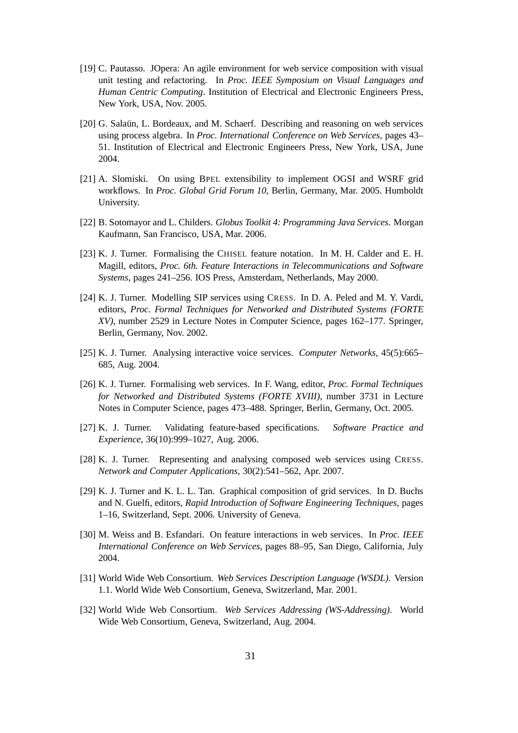[19] C. Pautasso. JOpera: An agile environment for web service composition with visual unit testing and refactoring. In *Proc. IEEE Symposium on Visual Languages and Human Centric Computing*. Institution of Electrical and Electronic Engineers Press, New York, USA, Nov. 2005.

[20] G. Salaün, L. Bordeaux, and M. Schaerf. Describing and reasoning on web services using process algebra. In *Proc. International Conference on Web Services*, pages 43–51. Institution of Electrical and Electronic Engineers Press, New York, USA, June 2004.

[21] A. Slomiski. On using BPEL extensibility to implement OGSI and WSRF grid workflows. In *Proc. Global Grid Forum 10*, Berlin, Germany, Mar. 2005. Humboldt University.

[22] B. Sotomayor and L. Childers. *Globus Toolkit 4: Programming Java Services*. Morgan Kaufmann, San Francisco, USA, Mar. 2006.

[23] K. J. Turner. Formalising the CHISEL feature notation. In M. H. Calder and E. H. Magill, editors, *Proc. 6th. Feature Interactions in Telecommunications and Software Systems*, pages 241–256. IOS Press, Amsterdam, Netherlands, May 2000.

[24] K. J. Turner. Modelling SIP services using CRESS. In D. A. Peled and M. Y. Vardi, editors, *Proc. Formal Techniques for Networked and Distributed Systems (FORTE XV)*, number 2529 in Lecture Notes in Computer Science, pages 162–177. Springer, Berlin, Germany, Nov. 2002.

[25] K. J. Turner. Analysing interactive voice services. *Computer Networks*, 45(5):665–685, Aug. 2004.

[26] K. J. Turner. Formalising web services. In F. Wang, editor, *Proc. Formal Techniques for Networked and Distributed Systems (FORTE XVIII)*, number 3731 in Lecture Notes in Computer Science, pages 473–488. Springer, Berlin, Germany, Oct. 2005.

[27] K. J. Turner. Validating feature-based specifications. *Software Practice and Experience*, 36(10):999–1027, Aug. 2006.

[28] K. J. Turner. Representing and analysing composed web services using CRESS. *Network and Computer Applications*, 30(2):541–562, Apr. 2007.

[29] K. J. Turner and K. L. L. Tan. Graphical composition of grid services. In D. Buchs and N. Guelfi, editors, *Rapid Introduction of Software Engineering Techniques*, pages 1–16, Switzerland, Sept. 2006. University of Geneva.

[30] M. Weiss and B. Esfandari. On feature interactions in web services. In *Proc. IEEE International Conference on Web Services*, pages 88–95, San Diego, California, July 2004.

[31] World Wide Web Consortium. *Web Services Description Language (WSDL)*. Version 1.1. World Wide Web Consortium, Geneva, Switzerland, Mar. 2001.

[32] World Wide Web Consortium. *Web Services Addressing (WS-Addressing)*. World Wide Web Consortium, Geneva, Switzerland, Aug. 2004.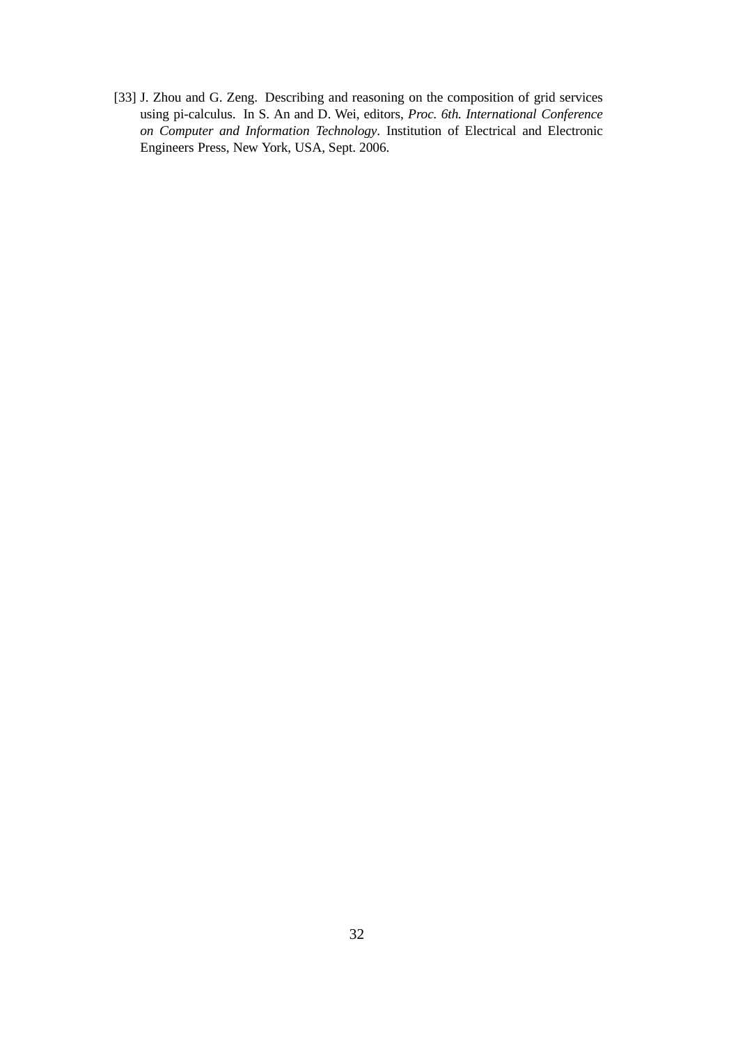[33] J. Zhou and G. Zeng. Describing and reasoning on the composition of grid services using pi-calculus. In S. An and D. Wei, editors, *Proc. 6th. International Conference on Computer and Information Technology*. Institution of Electrical and Electronic Engineers Press, New York, USA, Sept. 2006.